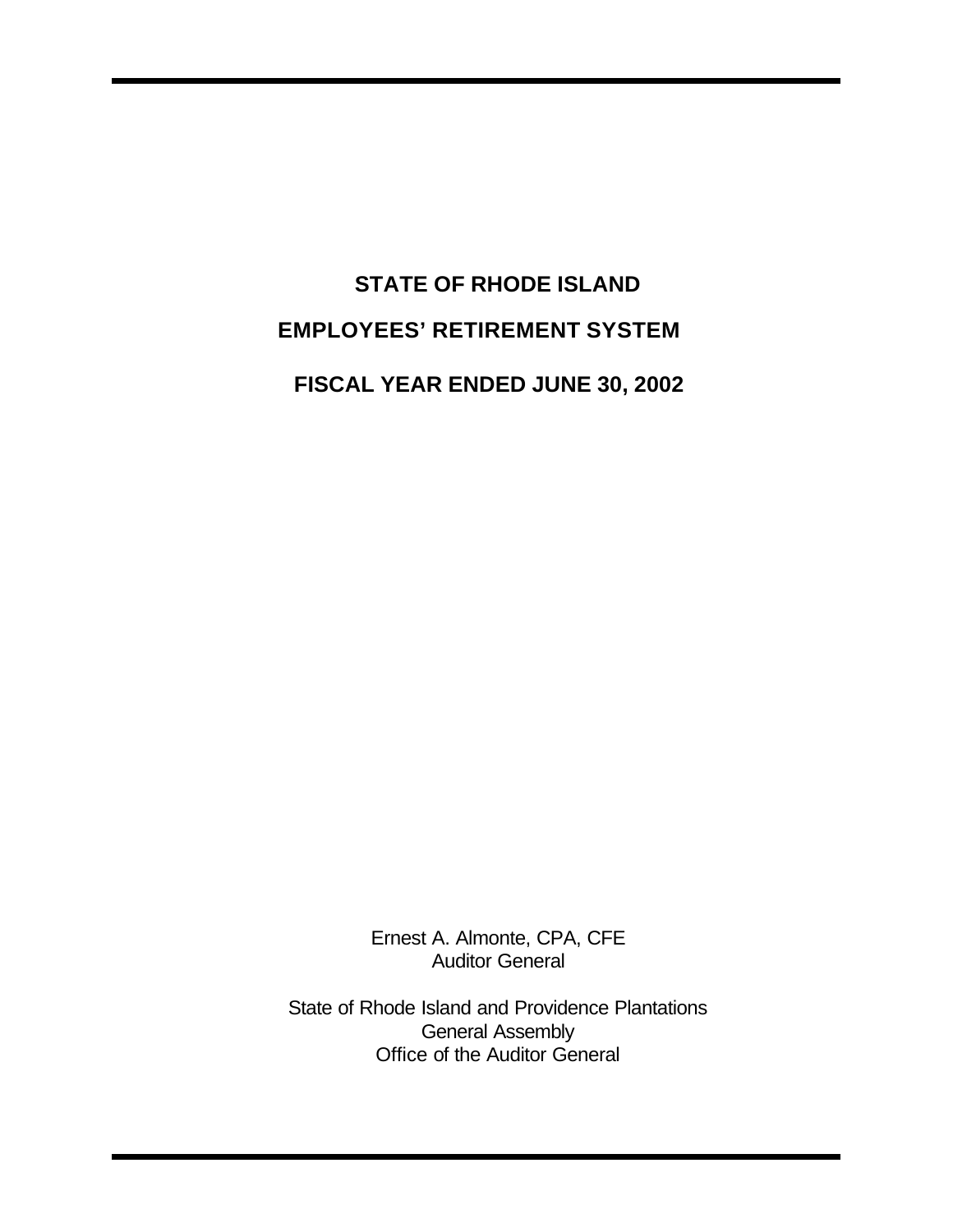# STATE OF RHODE ISLAND

# EMPLOYEES' RETIREMENT SYSTEM

# FISCAL YEAR ENDED JUNE 30, 2002

Ernest A. Almonte, CPA, CFE
Auditor General

State of Rhode Island and Providence Plantations
General Assembly
Office of the Auditor General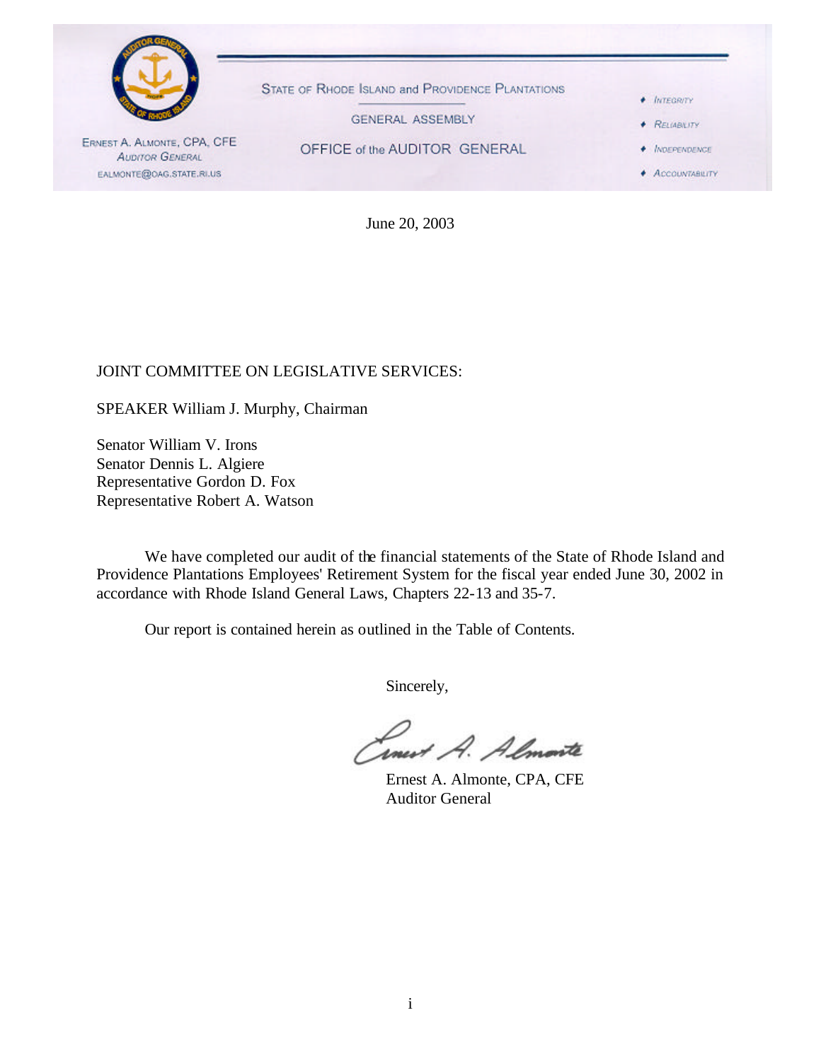STATE OF RHODE ISLAND and PROVIDENCE PLANTATIONS

GENERAL ASSEMBLY

OFFICE of the AUDITOR GENERAL

ERNEST A. ALMONTE, CPA, CFE
AUDITOR GENERAL
EALMONTE@OAG.STATE.RI.US

- INTEGRITY
- RELIABILITY
- INDEPENDENCE
- ACCOUNTABILITY

June 20, 2003

JOINT COMMITTEE ON LEGISLATIVE SERVICES:

SPEAKER William J. Murphy, Chairman

Senator William V. Irons
Senator Dennis L. Algiere
Representative Gordon D. Fox
Representative Robert A. Watson

We have completed our audit of the financial statements of the State of Rhode Island and Providence Plantations Employees' Retirement System for the fiscal year ended June 30, 2002 in accordance with Rhode Island General Laws, Chapters 22-13 and 35-7.

Our report is contained herein as outlined in the Table of Contents.

Sincerely,

Ernest A. Almonte, CPA, CFE
Auditor General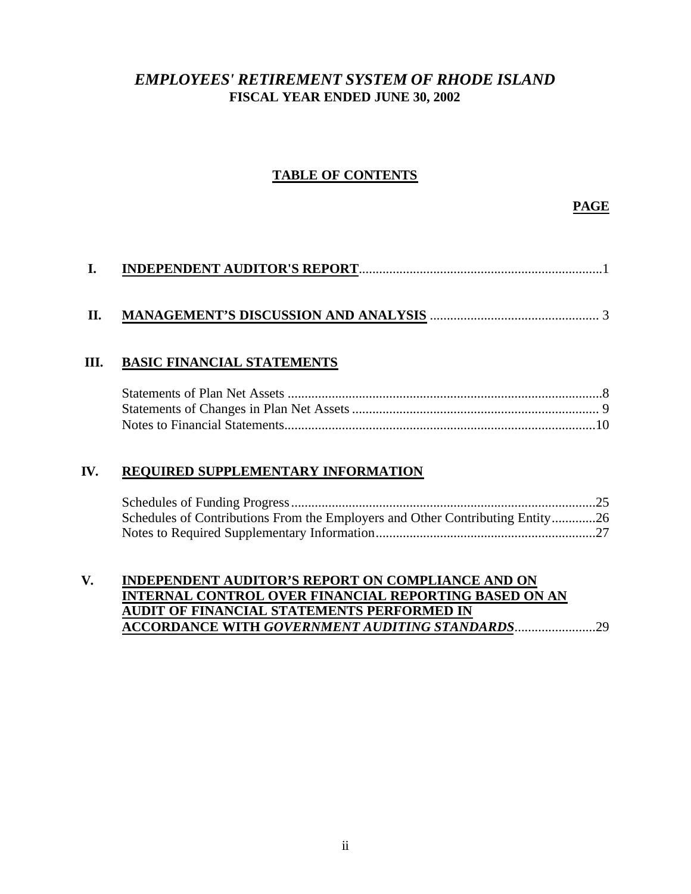# *EMPLOYEES' RETIREMENT SYSTEM OF RHODE ISLAND*
**FISCAL YEAR ENDED JUNE 30, 2002**

## TABLE OF CONTENTS

| | | PAGE |
|---|---|---|
| **I.** | **INDEPENDENT AUDITOR'S REPORT** | 1 |
| **II.** | **MANAGEMENT'S DISCUSSION AND ANALYSIS** | 3 |
| **III.** | **BASIC FINANCIAL STATEMENTS** | |
| | Statements of Plan Net Assets | 8 |
| | Statements of Changes in Plan Net Assets | 9 |
| | Notes to Financial Statements | 10 |
| **IV.** | **REQUIRED SUPPLEMENTARY INFORMATION** | |
| | Schedules of Funding Progress | 25 |
| | Schedules of Contributions From the Employers and Other Contributing Entity | 26 |
| | Notes to Required Supplementary Information | 27 |
| **V.** | **INDEPENDENT AUDITOR'S REPORT ON COMPLIANCE AND ON INTERNAL CONTROL OVER FINANCIAL REPORTING BASED ON AN AUDIT OF FINANCIAL STATEMENTS PERFORMED IN ACCORDANCE WITH *GOVERNMENT AUDITING STANDARDS*** | 29 |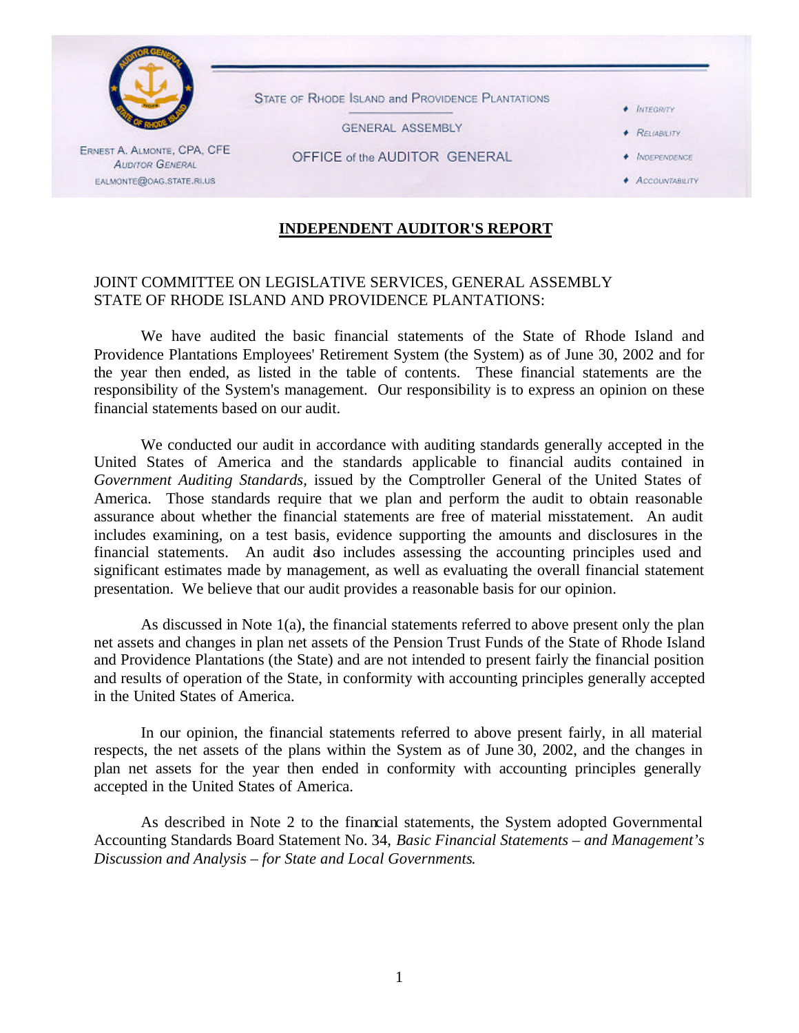STATE OF RHODE ISLAND and PROVIDENCE PLANTATIONS

GENERAL ASSEMBLY

OFFICE of the AUDITOR GENERAL

ERNEST A. ALMONTE, CPA, CFE
AUDITOR GENERAL
EALMONTE@OAG.STATE.RI.US

- INTEGRITY
- RELIABILITY
- INDEPENDENCE
- ACCOUNTABILITY

# INDEPENDENT AUDITOR'S REPORT

JOINT COMMITTEE ON LEGISLATIVE SERVICES, GENERAL ASSEMBLY
STATE OF RHODE ISLAND AND PROVIDENCE PLANTATIONS:

We have audited the basic financial statements of the State of Rhode Island and Providence Plantations Employees' Retirement System (the System) as of June 30, 2002 and for the year then ended, as listed in the table of contents. These financial statements are the responsibility of the System's management. Our responsibility is to express an opinion on these financial statements based on our audit.

We conducted our audit in accordance with auditing standards generally accepted in the United States of America and the standards applicable to financial audits contained in *Government Auditing Standards,* issued by the Comptroller General of the United States of America. Those standards require that we plan and perform the audit to obtain reasonable assurance about whether the financial statements are free of material misstatement. An audit includes examining, on a test basis, evidence supporting the amounts and disclosures in the financial statements. An audit also includes assessing the accounting principles used and significant estimates made by management, as well as evaluating the overall financial statement presentation. We believe that our audit provides a reasonable basis for our opinion.

As discussed in Note 1(a), the financial statements referred to above present only the plan net assets and changes in plan net assets of the Pension Trust Funds of the State of Rhode Island and Providence Plantations (the State) and are not intended to present fairly the financial position and results of operation of the State, in conformity with accounting principles generally accepted in the United States of America.

In our opinion, the financial statements referred to above present fairly, in all material respects, the net assets of the plans within the System as of June 30, 2002, and the changes in plan net assets for the year then ended in conformity with accounting principles generally accepted in the United States of America.

As described in Note 2 to the financial statements, the System adopted Governmental Accounting Standards Board Statement No. 34, *Basic Financial Statements – and Management's Discussion and Analysis – for State and Local Governments*.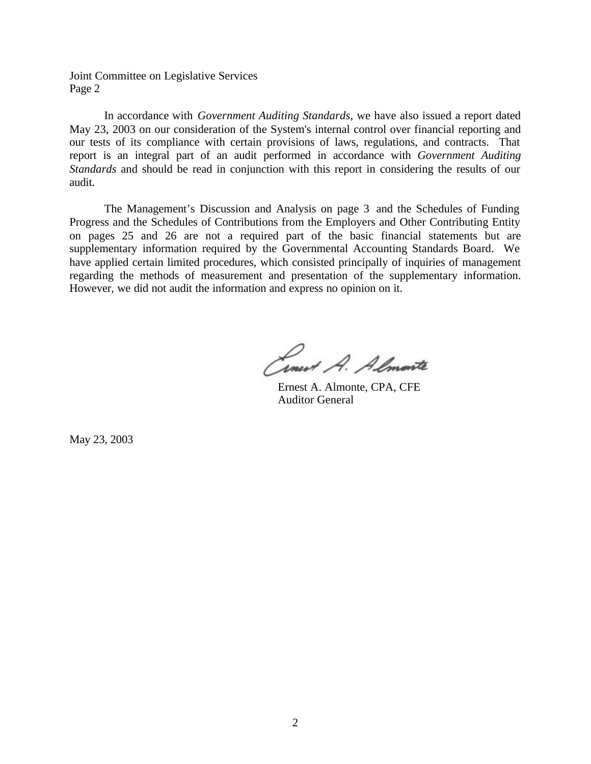Joint Committee on Legislative Services
Page 2

In accordance with *Government Auditing Standards*, we have also issued a report dated May 23, 2003 on our consideration of the System's internal control over financial reporting and our tests of its compliance with certain provisions of laws, regulations, and contracts. That report is an integral part of an audit performed in accordance with *Government Auditing Standards* and should be read in conjunction with this report in considering the results of our audit.

The Management's Discussion and Analysis on page 3 and the Schedules of Funding Progress and the Schedules of Contributions from the Employers and Other Contributing Entity on pages 25 and 26 are not a required part of the basic financial statements but are supplementary information required by the Governmental Accounting Standards Board. We have applied certain limited procedures, which consisted principally of inquiries of management regarding the methods of measurement and presentation of the supplementary information. However, we did not audit the information and express no opinion on it.

Ernest A. Almonte

Ernest A. Almonte, CPA, CFE
Auditor General

May 23, 2003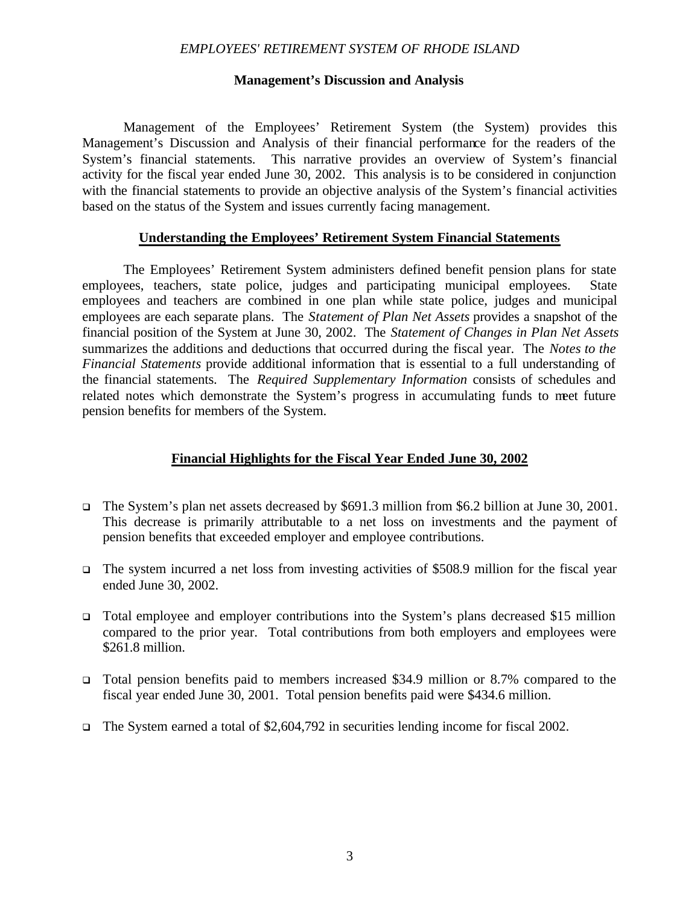*EMPLOYEES' RETIREMENT SYSTEM OF RHODE ISLAND*

**Management's Discussion and Analysis**

Management of the Employees' Retirement System (the System) provides this Management's Discussion and Analysis of their financial performance for the readers of the System's financial statements. This narrative provides an overview of System's financial activity for the fiscal year ended June 30, 2002. This analysis is to be considered in conjunction with the financial statements to provide an objective analysis of the System's financial activities based on the status of the System and issues currently facing management.

## Understanding the Employees' Retirement System Financial Statements

The Employees' Retirement System administers defined benefit pension plans for state employees, teachers, state police, judges and participating municipal employees. State employees and teachers are combined in one plan while state police, judges and municipal employees are each separate plans. The *Statement of Plan Net Assets* provides a snapshot of the financial position of the System at June 30, 2002. The *Statement of Changes in Plan Net Assets* summarizes the additions and deductions that occurred during the fiscal year. The *Notes to the Financial Statements* provide additional information that is essential to a full understanding of the financial statements. The *Required Supplementary Information* consists of schedules and related notes which demonstrate the System's progress in accumulating funds to meet future pension benefits for members of the System.

## Financial Highlights for the Fiscal Year Ended June 30, 2002

- The System's plan net assets decreased by \$691.3 million from \$6.2 billion at June 30, 2001. This decrease is primarily attributable to a net loss on investments and the payment of pension benefits that exceeded employer and employee contributions.
- The system incurred a net loss from investing activities of \$508.9 million for the fiscal year ended June 30, 2002.
- Total employee and employer contributions into the System's plans decreased \$15 million compared to the prior year. Total contributions from both employers and employees were \$261.8 million.
- Total pension benefits paid to members increased \$34.9 million or 8.7% compared to the fiscal year ended June 30, 2001. Total pension benefits paid were \$434.6 million.
- The System earned a total of \$2,604,792 in securities lending income for fiscal 2002.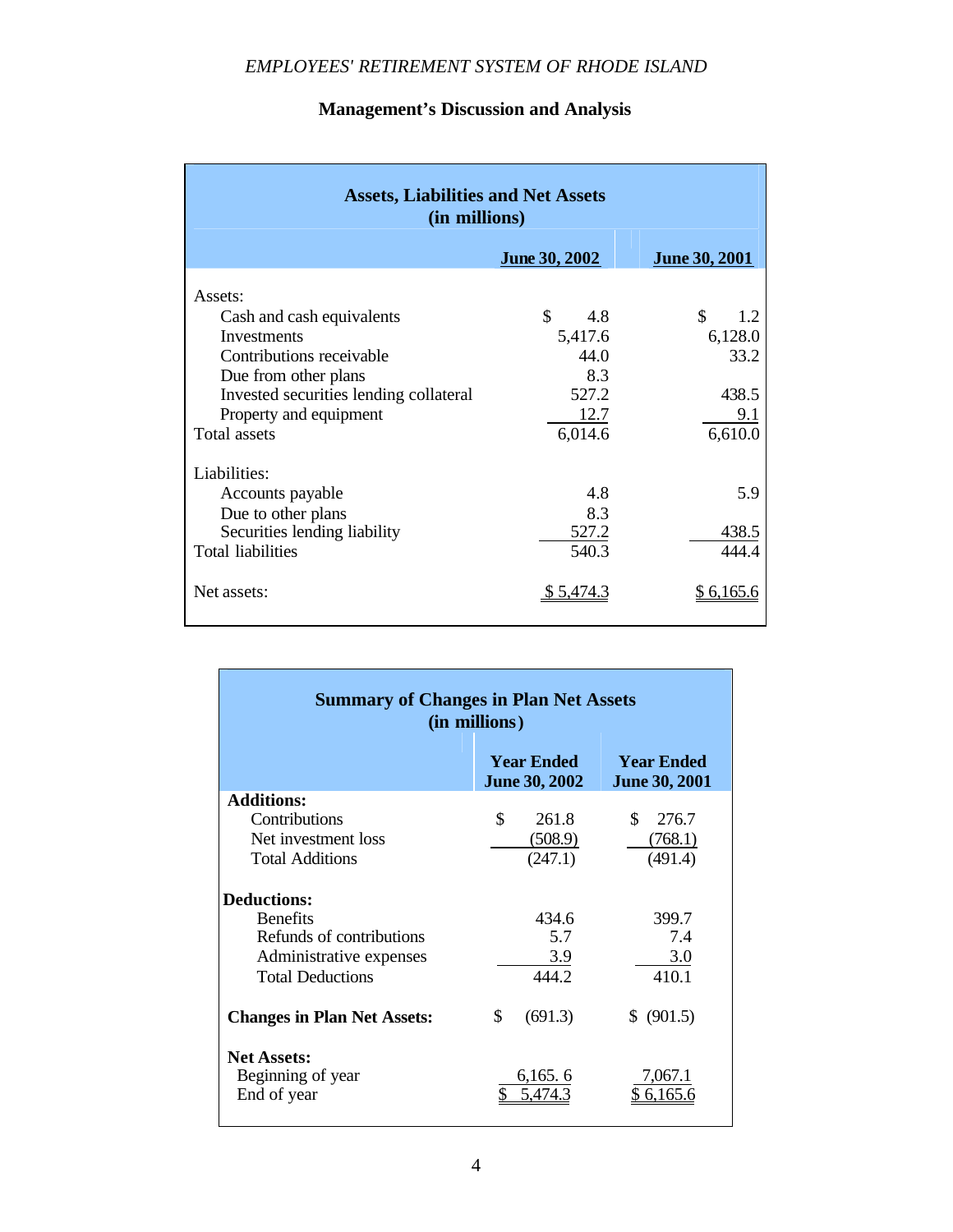## Management's Discussion and Analysis

**Assets, Liabilities and Net Assets (in millions)**

| | June 30, 2002 | June 30, 2001 |
|---|---|---|
| Assets: | | |
| Cash and cash equivalents | $ 4.8 | $ 1.2 |
| Investments | 5,417.6 | 6,128.0 |
| Contributions receivable | 44.0 | 33.2 |
| Due from other plans | 8.3 | |
| Invested securities lending collateral | 527.2 | 438.5 |
| Property and equipment | 12.7 | 9.1 |
| Total assets | 6,014.6 | 6,610.0 |
| Liabilities: | | |
| Accounts payable | 4.8 | 5.9 |
| Due to other plans | 8.3 | |
| Securities lending liability | 527.2 | 438.5 |
| Total liabilities | 540.3 | 444.4 |
| Net assets: | $ 5,474.3 | $ 6,165.6 |

**Summary of Changes in Plan Net Assets (in millions)**

| | Year Ended June 30, 2002 | Year Ended June 30, 2001 |
|---|---|---|
| **Additions:** | | |
| Contributions | $ 261.8 | $ 276.7 |
| Net investment loss | (508.9) | (768.1) |
| Total Additions | (247.1) | (491.4) |
| **Deductions:** | | |
| Benefits | 434.6 | 399.7 |
| Refunds of contributions | 5.7 | 7.4 |
| Administrative expenses | 3.9 | 3.0 |
| Total Deductions | 444.2 | 410.1 |
| **Changes in Plan Net Assets:** | $ (691.3) | $ (901.5) |
| **Net Assets:** | | |
| Beginning of year | 6,165. 6 | 7,067.1 |
| End of year | $ 5,474.3 | $ 6,165.6 |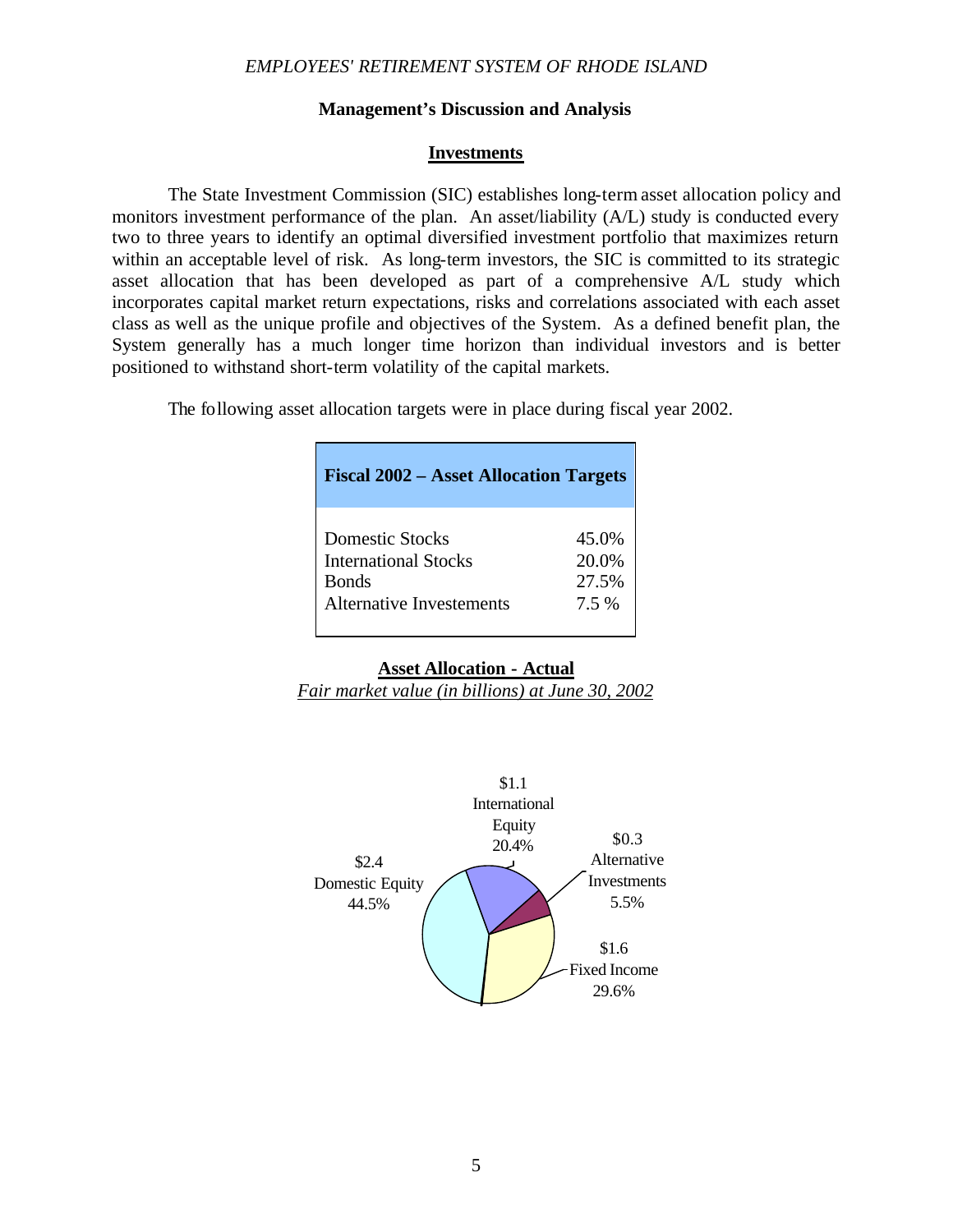## Management's Discussion and Analysis

### Investments

The State Investment Commission (SIC) establishes long-term asset allocation policy and monitors investment performance of the plan. An asset/liability (A/L) study is conducted every two to three years to identify an optimal diversified investment portfolio that maximizes return within an acceptable level of risk. As long-term investors, the SIC is committed to its strategic asset allocation that has been developed as part of a comprehensive A/L study which incorporates capital market return expectations, risks and correlations associated with each asset class as well as the unique profile and objectives of the System. As a defined benefit plan, the System generally has a much longer time horizon than individual investors and is better positioned to withstand short-term volatility of the capital markets.

The following asset allocation targets were in place during fiscal year 2002.

| Fiscal 2002 – Asset Allocation Targets | |
|---|---|
| Domestic Stocks | 45.0% |
| International Stocks | 20.0% |
| Bonds | 27.5% |
| Alternative Investements | 7.5 % |

**Asset Allocation - Actual**

*Fair market value (in billions) at June 30, 2002*

$2.4 Domestic Equity 44.5%

$1.1 International Equity 20.4%

$0.3 Alternative Investments 5.5%

$1.6 Fixed Income 29.6%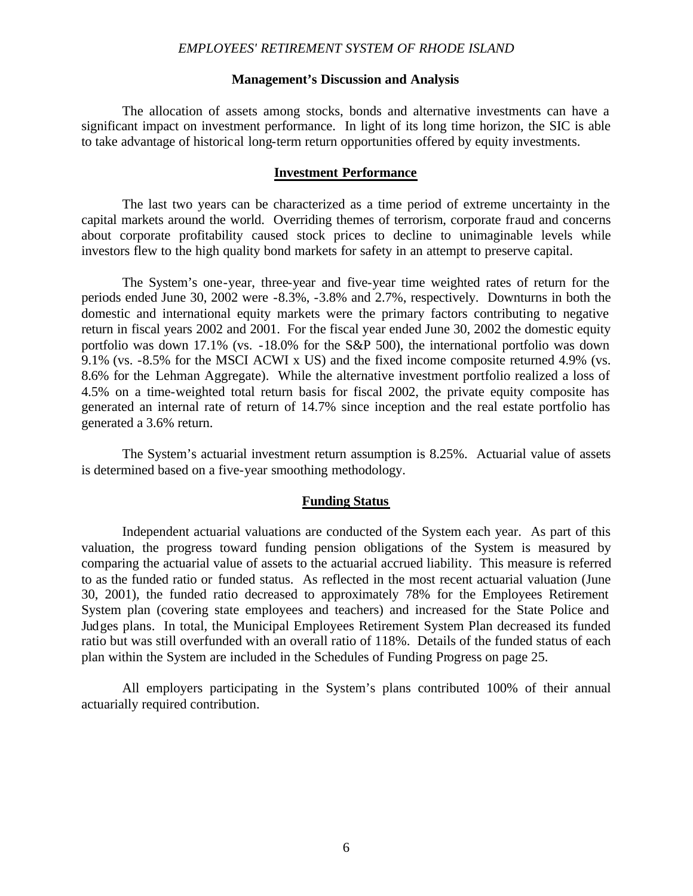## Management's Discussion and Analysis

The allocation of assets among stocks, bonds and alternative investments can have a significant impact on investment performance. In light of its long time horizon, the SIC is able to take advantage of historical long-term return opportunities offered by equity investments.

### Investment Performance

The last two years can be characterized as a time period of extreme uncertainty in the capital markets around the world. Overriding themes of terrorism, corporate fraud and concerns about corporate profitability caused stock prices to decline to unimaginable levels while investors flew to the high quality bond markets for safety in an attempt to preserve capital.

The System's one-year, three-year and five-year time weighted rates of return for the periods ended June 30, 2002 were -8.3%, -3.8% and 2.7%, respectively. Downturns in both the domestic and international equity markets were the primary factors contributing to negative return in fiscal years 2002 and 2001. For the fiscal year ended June 30, 2002 the domestic equity portfolio was down 17.1% (vs. -18.0% for the S&P 500), the international portfolio was down 9.1% (vs. -8.5% for the MSCI ACWI x US) and the fixed income composite returned 4.9% (vs. 8.6% for the Lehman Aggregate). While the alternative investment portfolio realized a loss of 4.5% on a time-weighted total return basis for fiscal 2002, the private equity composite has generated an internal rate of return of 14.7% since inception and the real estate portfolio has generated a 3.6% return.

The System's actuarial investment return assumption is 8.25%. Actuarial value of assets is determined based on a five-year smoothing methodology.

### Funding Status

Independent actuarial valuations are conducted of the System each year. As part of this valuation, the progress toward funding pension obligations of the System is measured by comparing the actuarial value of assets to the actuarial accrued liability. This measure is referred to as the funded ratio or funded status. As reflected in the most recent actuarial valuation (June 30, 2001), the funded ratio decreased to approximately 78% for the Employees Retirement System plan (covering state employees and teachers) and increased for the State Police and Judges plans. In total, the Municipal Employees Retirement System Plan decreased its funded ratio but was still overfunded with an overall ratio of 118%. Details of the funded status of each plan within the System are included in the Schedules of Funding Progress on page 25.

All employers participating in the System's plans contributed 100% of their annual actuarially required contribution.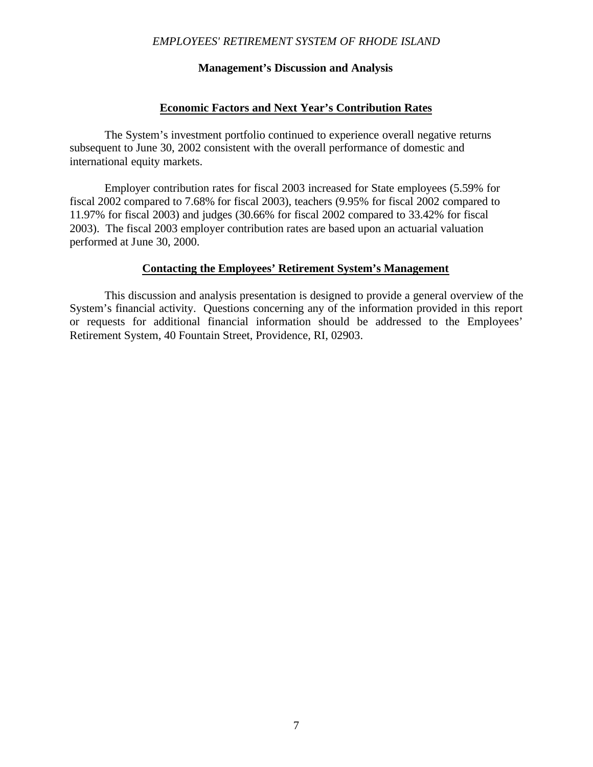## Economic Factors and Next Year's Contribution Rates

The System's investment portfolio continued to experience overall negative returns subsequent to June 30, 2002 consistent with the overall performance of domestic and international equity markets.

Employer contribution rates for fiscal 2003 increased for State employees (5.59% for fiscal 2002 compared to 7.68% for fiscal 2003), teachers (9.95% for fiscal 2002 compared to 11.97% for fiscal 2003) and judges (30.66% for fiscal 2002 compared to 33.42% for fiscal 2003). The fiscal 2003 employer contribution rates are based upon an actuarial valuation performed at June 30, 2000.

## Contacting the Employees' Retirement System's Management

This discussion and analysis presentation is designed to provide a general overview of the System's financial activity. Questions concerning any of the information provided in this report or requests for additional financial information should be addressed to the Employees' Retirement System, 40 Fountain Street, Providence, RI, 02903.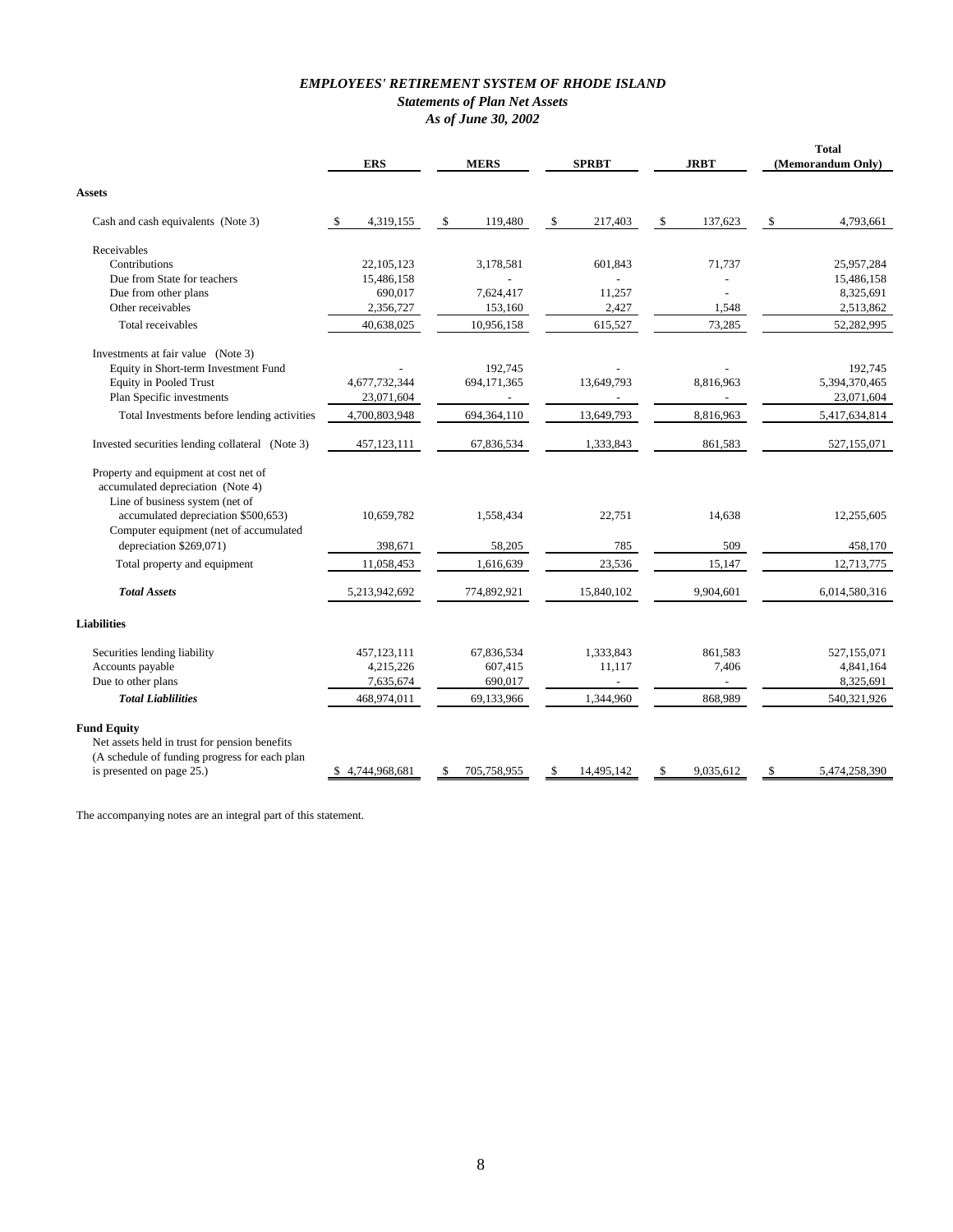## *EMPLOYEES' RETIREMENT SYSTEM OF RHODE ISLAND*
### *Statements of Plan Net Assets*
### *As of June 30, 2002*

| | ERS | MERS | SPRBT | JRBT | Total (Memorandum Only) |
|---|---|---|---|---|---|
| **Assets** | | | | | |
| Cash and cash equivalents (Note 3) | $ 4,319,155 | $ 119,480 | $ 217,403 | $ 137,623 | $ 4,793,661 |
| Receivables | | | | | |
| Contributions | 22,105,123 | 3,178,581 | 601,843 | 71,737 | 25,957,284 |
| Due from State for teachers | 15,486,158 | - | - | - | 15,486,158 |
| Due from other plans | 690,017 | 7,624,417 | 11,257 | - | 8,325,691 |
| Other receivables | 2,356,727 | 153,160 | 2,427 | 1,548 | 2,513,862 |
| Total receivables | 40,638,025 | 10,956,158 | 615,527 | 73,285 | 52,282,995 |
| Investments at fair value (Note 3) | | | | | |
| Equity in Short-term Investment Fund | - | 192,745 | - | - | 192,745 |
| Equity in Pooled Trust | 4,677,732,344 | 694,171,365 | 13,649,793 | 8,816,963 | 5,394,370,465 |
| Plan Specific investments | 23,071,604 | - | - | - | 23,071,604 |
| Total Investments before lending activities | 4,700,803,948 | 694,364,110 | 13,649,793 | 8,816,963 | 5,417,634,814 |
| Invested securities lending collateral (Note 3) | 457,123,111 | 67,836,534 | 1,333,843 | 861,583 | 527,155,071 |
| Property and equipment at cost net of accumulated depreciation (Note 4) | | | | | |
| Line of business system (net of accumulated depreciation $500,653) | 10,659,782 | 1,558,434 | 22,751 | 14,638 | 12,255,605 |
| Computer equipment (net of accumulated depreciation $269,071) | 398,671 | 58,205 | 785 | 509 | 458,170 |
| Total property and equipment | 11,058,453 | 1,616,639 | 23,536 | 15,147 | 12,713,775 |
| ***Total Assets*** | 5,213,942,692 | 774,892,921 | 15,840,102 | 9,904,601 | 6,014,580,316 |
| **Liabilities** | | | | | |
| Securities lending liability | 457,123,111 | 67,836,534 | 1,333,843 | 861,583 | 527,155,071 |
| Accounts payable | 4,215,226 | 607,415 | 11,117 | 7,406 | 4,841,164 |
| Due to other plans | 7,635,674 | 690,017 | - | - | 8,325,691 |
| ***Total Liablilities*** | 468,974,011 | 69,133,966 | 1,344,960 | 868,989 | 540,321,926 |
| **Fund Equity** | | | | | |
| Net assets held in trust for pension benefits (A schedule of funding progress for each plan is presented on page 25.) | $ 4,744,968,681 | $ 705,758,955 | $ 14,495,142 | $ 9,035,612 | $ 5,474,258,390 |

The accompanying notes are an integral part of this statement.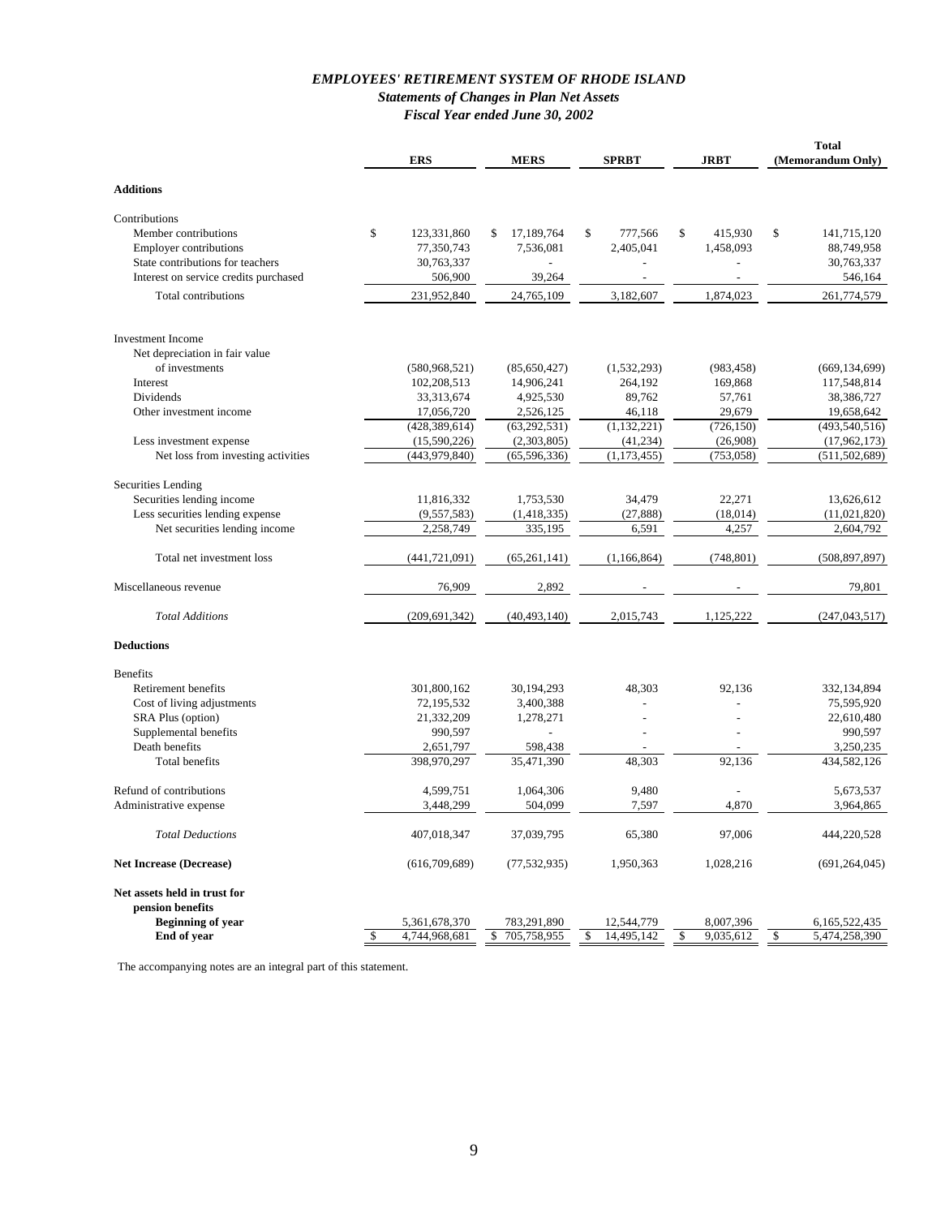# *EMPLOYEES' RETIREMENT SYSTEM OF RHODE ISLAND*

## *Statements of Changes in Plan Net Assets*

### *Fiscal Year ended June 30, 2002*

| | ERS | MERS | SPRBT | JRBT | Total (Memorandum Only) |
|---|---|---|---|---|---|
| **Additions** | | | | | |
| Contributions | | | | | |
| Member contributions | $ 123,331,860 | $ 17,189,764 | $ 777,566 | $ 415,930 | $ 141,715,120 |
| Employer contributions | 77,350,743 | 7,536,081 | 2,405,041 | 1,458,093 | 88,749,958 |
| State contributions for teachers | 30,763,337 | - | - | - | 30,763,337 |
| Interest on service credits purchased | 506,900 | 39,264 | - | - | 546,164 |
| Total contributions | 231,952,840 | 24,765,109 | 3,182,607 | 1,874,023 | 261,774,579 |
| Investment Income | | | | | |
| Net depreciation in fair value of investments | (580,968,521) | (85,650,427) | (1,532,293) | (983,458) | (669,134,699) |
| Interest | 102,208,513 | 14,906,241 | 264,192 | 169,868 | 117,548,814 |
| Dividends | 33,313,674 | 4,925,530 | 89,762 | 57,761 | 38,386,727 |
| Other investment income | 17,056,720 | 2,526,125 | 46,118 | 29,679 | 19,658,642 |
| | (428,389,614) | (63,292,531) | (1,132,221) | (726,150) | (493,540,516) |
| Less investment expense | (15,590,226) | (2,303,805) | (41,234) | (26,908) | (17,962,173) |
| Net loss from investing activities | (443,979,840) | (65,596,336) | (1,173,455) | (753,058) | (511,502,689) |
| Securities Lending | | | | | |
| Securities lending income | 11,816,332 | 1,753,530 | 34,479 | 22,271 | 13,626,612 |
| Less securities lending expense | (9,557,583) | (1,418,335) | (27,888) | (18,014) | (11,021,820) |
| Net securities lending income | 2,258,749 | 335,195 | 6,591 | 4,257 | 2,604,792 |
| Total net investment loss | (441,721,091) | (65,261,141) | (1,166,864) | (748,801) | (508,897,897) |
| Miscellaneous revenue | 76,909 | 2,892 | - | - | 79,801 |
| *Total Additions* | (209,691,342) | (40,493,140) | 2,015,743 | 1,125,222 | (247,043,517) |
| **Deductions** | | | | | |
| Benefits | | | | | |
| Retirement benefits | 301,800,162 | 30,194,293 | 48,303 | 92,136 | 332,134,894 |
| Cost of living adjustments | 72,195,532 | 3,400,388 | - | - | 75,595,920 |
| SRA Plus (option) | 21,332,209 | 1,278,271 | - | - | 22,610,480 |
| Supplemental benefits | 990,597 | - | - | - | 990,597 |
| Death benefits | 2,651,797 | 598,438 | - | - | 3,250,235 |
| Total benefits | 398,970,297 | 35,471,390 | 48,303 | 92,136 | 434,582,126 |
| Refund of contributions | 4,599,751 | 1,064,306 | 9,480 | - | 5,673,537 |
| Administrative expense | 3,448,299 | 504,099 | 7,597 | 4,870 | 3,964,865 |
| *Total Deductions* | 407,018,347 | 37,039,795 | 65,380 | 97,006 | 444,220,528 |
| **Net Increase (Decrease)** | (616,709,689) | (77,532,935) | 1,950,363 | 1,028,216 | (691,264,045) |
| **Net assets held in trust for pension benefits** | | | | | |
| **Beginning of year** | 5,361,678,370 | 783,291,890 | 12,544,779 | 8,007,396 | 6,165,522,435 |
| **End of year** | $ 4,744,968,681 | $ 705,758,955 | $ 14,495,142 | $ 9,035,612 | $ 5,474,258,390 |

The accompanying notes are an integral part of this statement.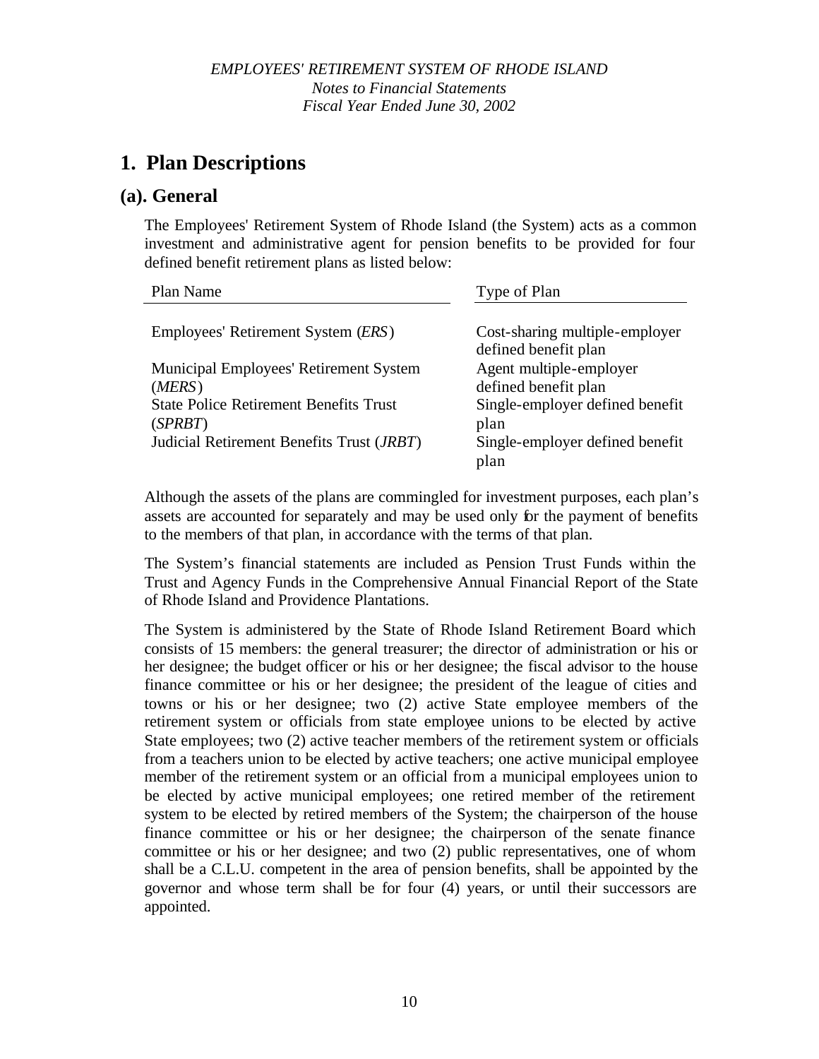# 1. Plan Descriptions

## (a). General

The Employees' Retirement System of Rhode Island (the System) acts as a common investment and administrative agent for pension benefits to be provided for four defined benefit retirement plans as listed below:

| Plan Name | Type of Plan |
|---|---|
| Employees' Retirement System (*ERS*) | Cost-sharing multiple-employer defined benefit plan |
| Municipal Employees' Retirement System (*MERS*) | Agent multiple-employer defined benefit plan |
| State Police Retirement Benefits Trust (*SPRBT*) | Single-employer defined benefit plan |
| Judicial Retirement Benefits Trust (*JRBT*) | Single-employer defined benefit plan |

Although the assets of the plans are commingled for investment purposes, each plan's assets are accounted for separately and may be used only for the payment of benefits to the members of that plan, in accordance with the terms of that plan.

The System's financial statements are included as Pension Trust Funds within the Trust and Agency Funds in the Comprehensive Annual Financial Report of the State of Rhode Island and Providence Plantations.

The System is administered by the State of Rhode Island Retirement Board which consists of 15 members: the general treasurer; the director of administration or his or her designee; the budget officer or his or her designee; the fiscal advisor to the house finance committee or his or her designee; the president of the league of cities and towns or his or her designee; two (2) active State employee members of the retirement system or officials from state employee unions to be elected by active State employees; two (2) active teacher members of the retirement system or officials from a teachers union to be elected by active teachers; one active municipal employee member of the retirement system or an official from a municipal employees union to be elected by active municipal employees; one retired member of the retirement system to be elected by retired members of the System; the chairperson of the house finance committee or his or her designee; the chairperson of the senate finance committee or his or her designee; and two (2) public representatives, one of whom shall be a C.L.U. competent in the area of pension benefits, shall be appointed by the governor and whose term shall be for four (4) years, or until their successors are appointed.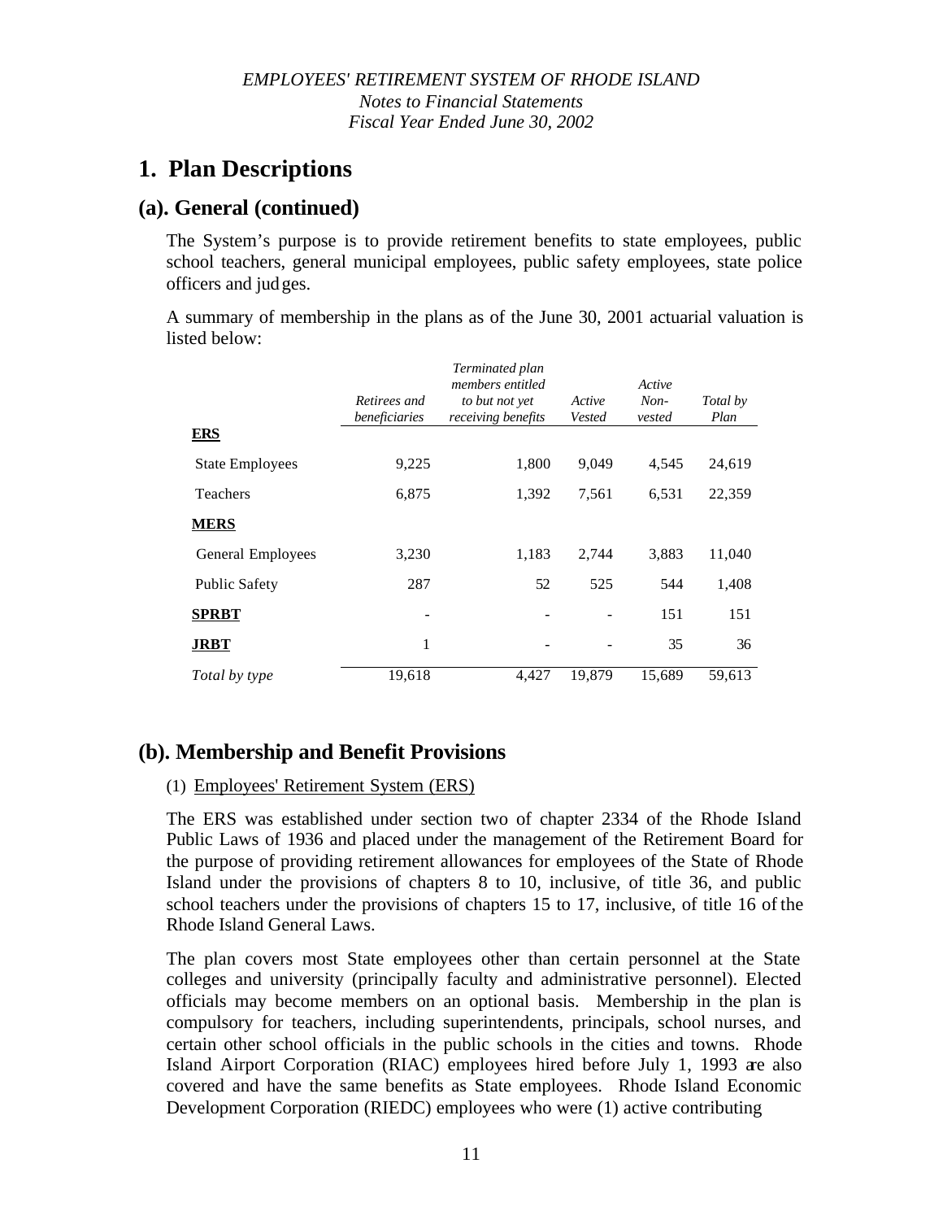*EMPLOYEES' RETIREMENT SYSTEM OF RHODE ISLAND*
*Notes to Financial Statements*
*Fiscal Year Ended June 30, 2002*

# 1. Plan Descriptions

## (a). General (continued)

The System's purpose is to provide retirement benefits to state employees, public school teachers, general municipal employees, public safety employees, state police officers and judges.

A summary of membership in the plans as of the June 30, 2001 actuarial valuation is listed below:

| | *Retirees and beneficiaries* | *Terminated plan members entitled to but not yet receiving benefits* | *Active Vested* | *Active Non-vested* | *Total by Plan* |
|---|---|---|---|---|---|
| **ERS** | | | | | |
| State Employees | 9,225 | 1,800 | 9,049 | 4,545 | 24,619 |
| Teachers | 6,875 | 1,392 | 7,561 | 6,531 | 22,359 |
| **MERS** | | | | | |
| General Employees | 3,230 | 1,183 | 2,744 | 3,883 | 11,040 |
| Public Safety | 287 | 52 | 525 | 544 | 1,408 |
| **SPRBT** | - | - | - | 151 | 151 |
| **JRBT** | 1 | - | - | 35 | 36 |
| *Total by type* | 19,618 | 4,427 | 19,879 | 15,689 | 59,613 |

## (b). Membership and Benefit Provisions

(1) Employees' Retirement System (ERS)

The ERS was established under section two of chapter 2334 of the Rhode Island Public Laws of 1936 and placed under the management of the Retirement Board for the purpose of providing retirement allowances for employees of the State of Rhode Island under the provisions of chapters 8 to 10, inclusive, of title 36, and public school teachers under the provisions of chapters 15 to 17, inclusive, of title 16 of the Rhode Island General Laws.

The plan covers most State employees other than certain personnel at the State colleges and university (principally faculty and administrative personnel). Elected officials may become members on an optional basis. Membership in the plan is compulsory for teachers, including superintendents, principals, school nurses, and certain other school officials in the public schools in the cities and towns. Rhode Island Airport Corporation (RIAC) employees hired before July 1, 1993 are also covered and have the same benefits as State employees. Rhode Island Economic Development Corporation (RIEDC) employees who were (1) active contributing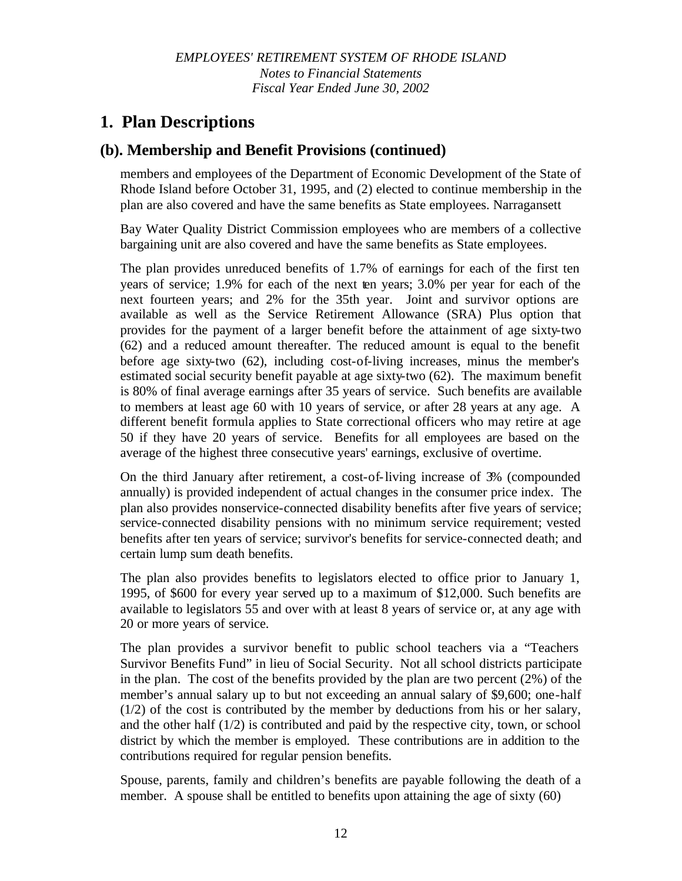# 1. Plan Descriptions

## (b). Membership and Benefit Provisions (continued)

members and employees of the Department of Economic Development of the State of Rhode Island before October 31, 1995, and (2) elected to continue membership in the plan are also covered and have the same benefits as State employees. Narragansett

Bay Water Quality District Commission employees who are members of a collective bargaining unit are also covered and have the same benefits as State employees.

The plan provides unreduced benefits of 1.7% of earnings for each of the first ten years of service; 1.9% for each of the next ten years; 3.0% per year for each of the next fourteen years; and 2% for the 35th year. Joint and survivor options are available as well as the Service Retirement Allowance (SRA) Plus option that provides for the payment of a larger benefit before the attainment of age sixty-two (62) and a reduced amount thereafter. The reduced amount is equal to the benefit before age sixty-two (62), including cost-of-living increases, minus the member's estimated social security benefit payable at age sixty-two (62). The maximum benefit is 80% of final average earnings after 35 years of service. Such benefits are available to members at least age 60 with 10 years of service, or after 28 years at any age. A different benefit formula applies to State correctional officers who may retire at age 50 if they have 20 years of service. Benefits for all employees are based on the average of the highest three consecutive years' earnings, exclusive of overtime.

On the third January after retirement, a cost-of-living increase of 3% (compounded annually) is provided independent of actual changes in the consumer price index. The plan also provides nonservice-connected disability benefits after five years of service; service-connected disability pensions with no minimum service requirement; vested benefits after ten years of service; survivor's benefits for service-connected death; and certain lump sum death benefits.

The plan also provides benefits to legislators elected to office prior to January 1, 1995, of $600 for every year served up to a maximum of $12,000. Such benefits are available to legislators 55 and over with at least 8 years of service or, at any age with 20 or more years of service.

The plan provides a survivor benefit to public school teachers via a "Teachers Survivor Benefits Fund" in lieu of Social Security. Not all school districts participate in the plan. The cost of the benefits provided by the plan are two percent (2%) of the member's annual salary up to but not exceeding an annual salary of $9,600; one-half (1/2) of the cost is contributed by the member by deductions from his or her salary, and the other half (1/2) is contributed and paid by the respective city, town, or school district by which the member is employed. These contributions are in addition to the contributions required for regular pension benefits.

Spouse, parents, family and children's benefits are payable following the death of a member. A spouse shall be entitled to benefits upon attaining the age of sixty (60)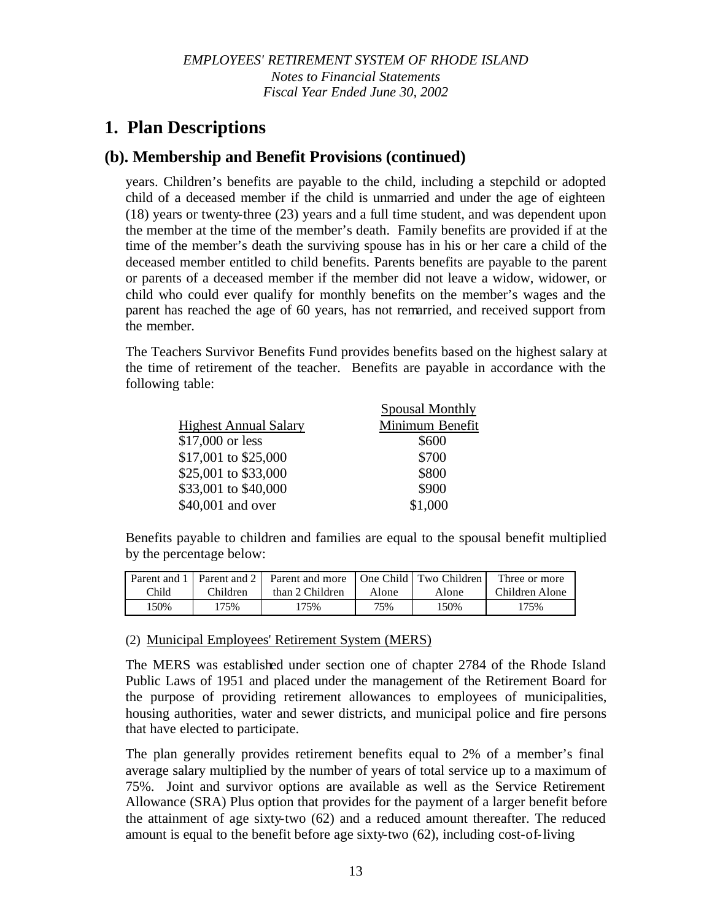# 1. Plan Descriptions

## (b). Membership and Benefit Provisions (continued)

years. Children's benefits are payable to the child, including a stepchild or adopted child of a deceased member if the child is unmarried and under the age of eighteen (18) years or twenty-three (23) years and a full time student, and was dependent upon the member at the time of the member's death. Family benefits are provided if at the time of the member's death the surviving spouse has in his or her care a child of the deceased member entitled to child benefits. Parents benefits are payable to the parent or parents of a deceased member if the member did not leave a widow, widower, or child who could ever qualify for monthly benefits on the member's wages and the parent has reached the age of 60 years, has not remarried, and received support from the member.

The Teachers Survivor Benefits Fund provides benefits based on the highest salary at the time of retirement of the teacher. Benefits are payable in accordance with the following table:

| Highest Annual Salary | Spousal Monthly Minimum Benefit |
|---|---|
| $17,000 or less | $600 |
| $17,001 to $25,000 | $700 |
| $25,001 to $33,000 | $800 |
| $33,001 to $40,000 | $900 |
| $40,001 and over | $1,000 |

Benefits payable to children and families are equal to the spousal benefit multiplied by the percentage below:

| Parent and 1 Child | Parent and 2 Children | Parent and more than 2 Children | One Child Alone | Two Children Alone | Three or more Children Alone |
|---|---|---|---|---|---|
| 150% | 175% | 175% | 75% | 150% | 175% |

(2) Municipal Employees' Retirement System (MERS)

The MERS was established under section one of chapter 2784 of the Rhode Island Public Laws of 1951 and placed under the management of the Retirement Board for the purpose of providing retirement allowances to employees of municipalities, housing authorities, water and sewer districts, and municipal police and fire persons that have elected to participate.

The plan generally provides retirement benefits equal to 2% of a member's final average salary multiplied by the number of years of total service up to a maximum of 75%. Joint and survivor options are available as well as the Service Retirement Allowance (SRA) Plus option that provides for the payment of a larger benefit before the attainment of age sixty-two (62) and a reduced amount thereafter. The reduced amount is equal to the benefit before age sixty-two (62), including cost-of-living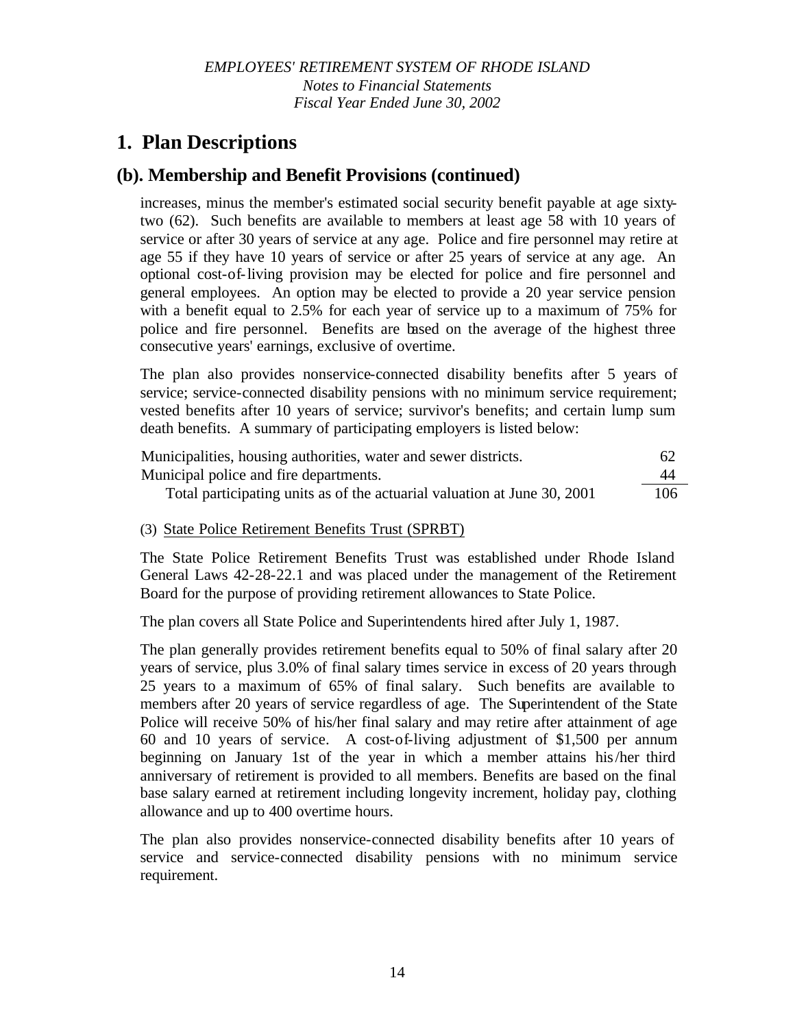# 1. Plan Descriptions

## (b). Membership and Benefit Provisions (continued)

increases, minus the member's estimated social security benefit payable at age sixty-two (62). Such benefits are available to members at least age 58 with 10 years of service or after 30 years of service at any age. Police and fire personnel may retire at age 55 if they have 10 years of service or after 25 years of service at any age. An optional cost-of-living provision may be elected for police and fire personnel and general employees. An option may be elected to provide a 20 year service pension with a benefit equal to 2.5% for each year of service up to a maximum of 75% for police and fire personnel. Benefits are based on the average of the highest three consecutive years' earnings, exclusive of overtime.

The plan also provides nonservice-connected disability benefits after 5 years of service; service-connected disability pensions with no minimum service requirement; vested benefits after 10 years of service; survivor's benefits; and certain lump sum death benefits. A summary of participating employers is listed below:

| | |
|---|---|
| Municipalities, housing authorities, water and sewer districts. | 62 |
| Municipal police and fire departments. | 44 |
| Total participating units as of the actuarial valuation at June 30, 2001 | 106 |

(3) State Police Retirement Benefits Trust (SPRBT)

The State Police Retirement Benefits Trust was established under Rhode Island General Laws 42-28-22.1 and was placed under the management of the Retirement Board for the purpose of providing retirement allowances to State Police.

The plan covers all State Police and Superintendents hired after July 1, 1987.

The plan generally provides retirement benefits equal to 50% of final salary after 20 years of service, plus 3.0% of final salary times service in excess of 20 years through 25 years to a maximum of 65% of final salary. Such benefits are available to members after 20 years of service regardless of age. The Superintendent of the State Police will receive 50% of his/her final salary and may retire after attainment of age 60 and 10 years of service. A cost-of-living adjustment of $1,500 per annum beginning on January 1st of the year in which a member attains his/her third anniversary of retirement is provided to all members. Benefits are based on the final base salary earned at retirement including longevity increment, holiday pay, clothing allowance and up to 400 overtime hours.

The plan also provides nonservice-connected disability benefits after 10 years of service and service-connected disability pensions with no minimum service requirement.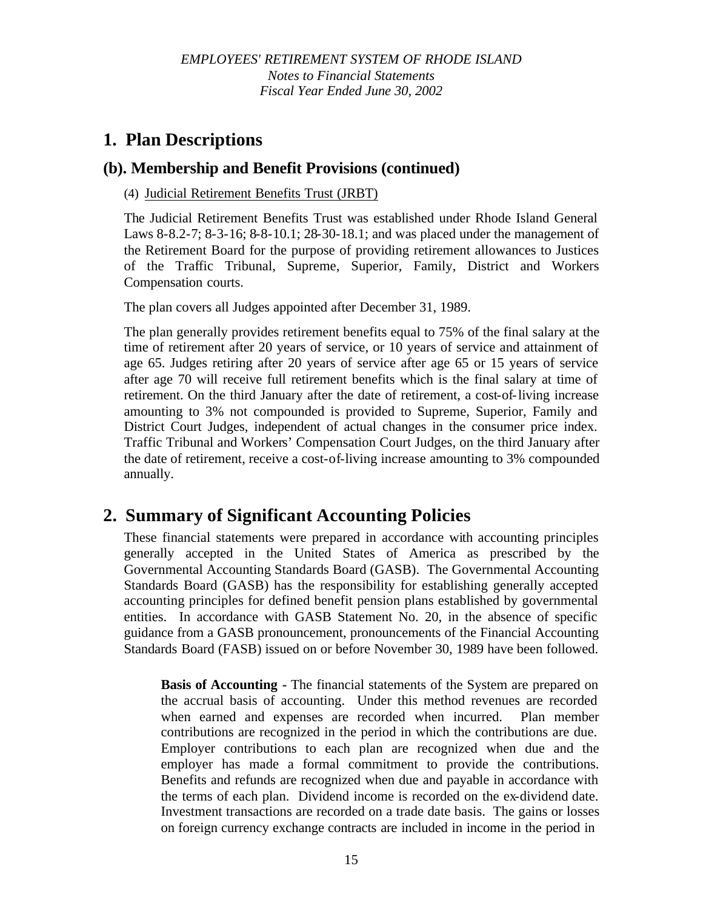## 1. Plan Descriptions

### (b). Membership and Benefit Provisions (continued)

(4) Judicial Retirement Benefits Trust (JRBT)

The Judicial Retirement Benefits Trust was established under Rhode Island General Laws 8-8.2-7; 8-3-16; 8-8-10.1; 28-30-18.1; and was placed under the management of the Retirement Board for the purpose of providing retirement allowances to Justices of the Traffic Tribunal, Supreme, Superior, Family, District and Workers Compensation courts.

The plan covers all Judges appointed after December 31, 1989.

The plan generally provides retirement benefits equal to 75% of the final salary at the time of retirement after 20 years of service, or 10 years of service and attainment of age 65. Judges retiring after 20 years of service after age 65 or 15 years of service after age 70 will receive full retirement benefits which is the final salary at time of retirement. On the third January after the date of retirement, a cost-of-living increase amounting to 3% not compounded is provided to Supreme, Superior, Family and District Court Judges, independent of actual changes in the consumer price index. Traffic Tribunal and Workers' Compensation Court Judges, on the third January after the date of retirement, receive a cost-of-living increase amounting to 3% compounded annually.

## 2. Summary of Significant Accounting Policies

These financial statements were prepared in accordance with accounting principles generally accepted in the United States of America as prescribed by the Governmental Accounting Standards Board (GASB). The Governmental Accounting Standards Board (GASB) has the responsibility for establishing generally accepted accounting principles for defined benefit pension plans established by governmental entities. In accordance with GASB Statement No. 20, in the absence of specific guidance from a GASB pronouncement, pronouncements of the Financial Accounting Standards Board (FASB) issued on or before November 30, 1989 have been followed.

**Basis of Accounting -** The financial statements of the System are prepared on the accrual basis of accounting. Under this method revenues are recorded when earned and expenses are recorded when incurred. Plan member contributions are recognized in the period in which the contributions are due. Employer contributions to each plan are recognized when due and the employer has made a formal commitment to provide the contributions. Benefits and refunds are recognized when due and payable in accordance with the terms of each plan. Dividend income is recorded on the ex-dividend date. Investment transactions are recorded on a trade date basis. The gains or losses on foreign currency exchange contracts are included in income in the period in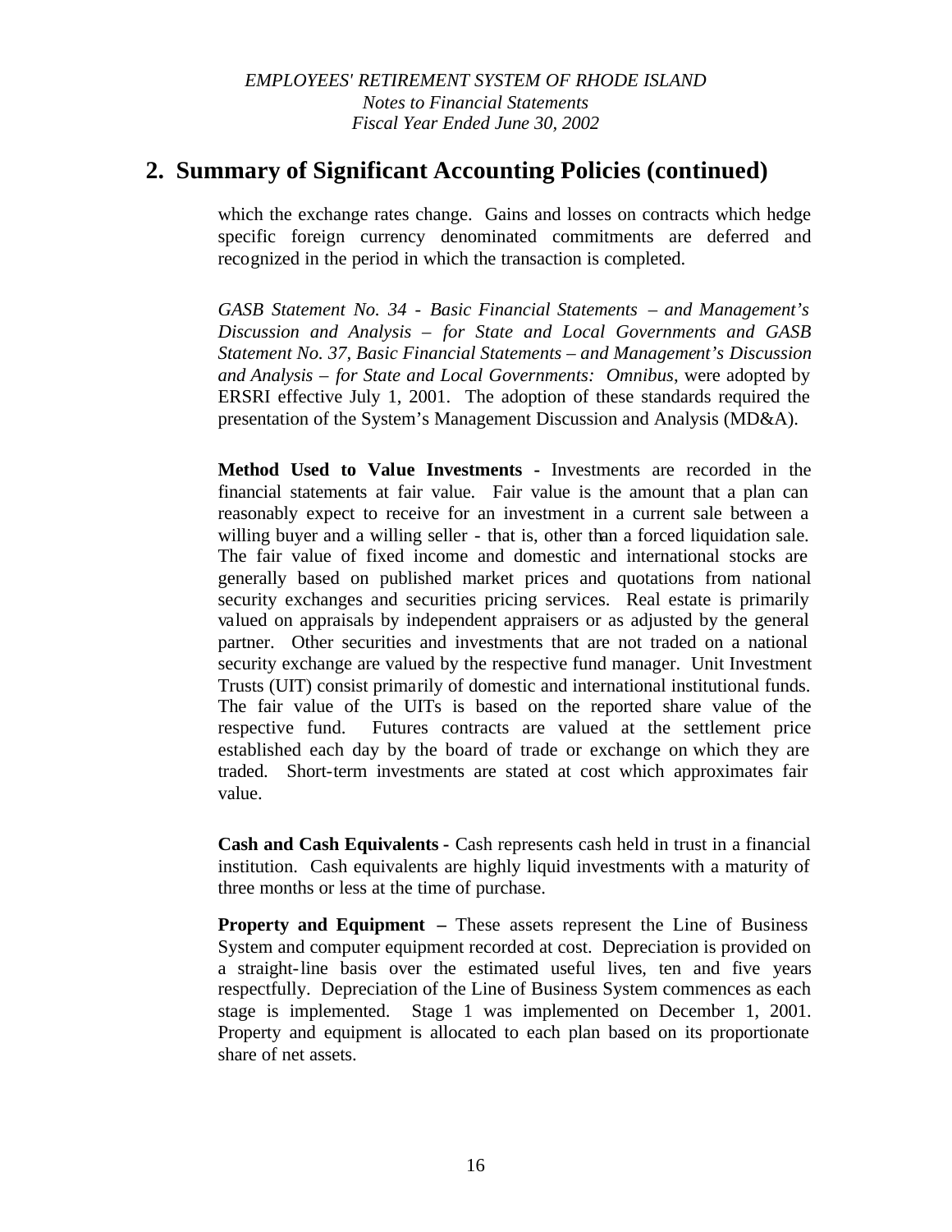## 2. Summary of Significant Accounting Policies (continued)

which the exchange rates change. Gains and losses on contracts which hedge specific foreign currency denominated commitments are deferred and recognized in the period in which the transaction is completed.

*GASB Statement No. 34 - Basic Financial Statements – and Management's Discussion and Analysis – for State and Local Governments and GASB Statement No. 37, Basic Financial Statements – and Management's Discussion and Analysis – for State and Local Governments: Omnibus*, were adopted by ERSRI effective July 1, 2001. The adoption of these standards required the presentation of the System's Management Discussion and Analysis (MD&A).

**Method Used to Value Investments -** Investments are recorded in the financial statements at fair value. Fair value is the amount that a plan can reasonably expect to receive for an investment in a current sale between a willing buyer and a willing seller - that is, other than a forced liquidation sale. The fair value of fixed income and domestic and international stocks are generally based on published market prices and quotations from national security exchanges and securities pricing services. Real estate is primarily valued on appraisals by independent appraisers or as adjusted by the general partner. Other securities and investments that are not traded on a national security exchange are valued by the respective fund manager. Unit Investment Trusts (UIT) consist primarily of domestic and international institutional funds. The fair value of the UITs is based on the reported share value of the respective fund. Futures contracts are valued at the settlement price established each day by the board of trade or exchange on which they are traded. Short-term investments are stated at cost which approximates fair value.

**Cash and Cash Equivalents -** Cash represents cash held in trust in a financial institution. Cash equivalents are highly liquid investments with a maturity of three months or less at the time of purchase.

**Property and Equipment –** These assets represent the Line of Business System and computer equipment recorded at cost. Depreciation is provided on a straight-line basis over the estimated useful lives, ten and five years respectfully. Depreciation of the Line of Business System commences as each stage is implemented. Stage 1 was implemented on December 1, 2001. Property and equipment is allocated to each plan based on its proportionate share of net assets.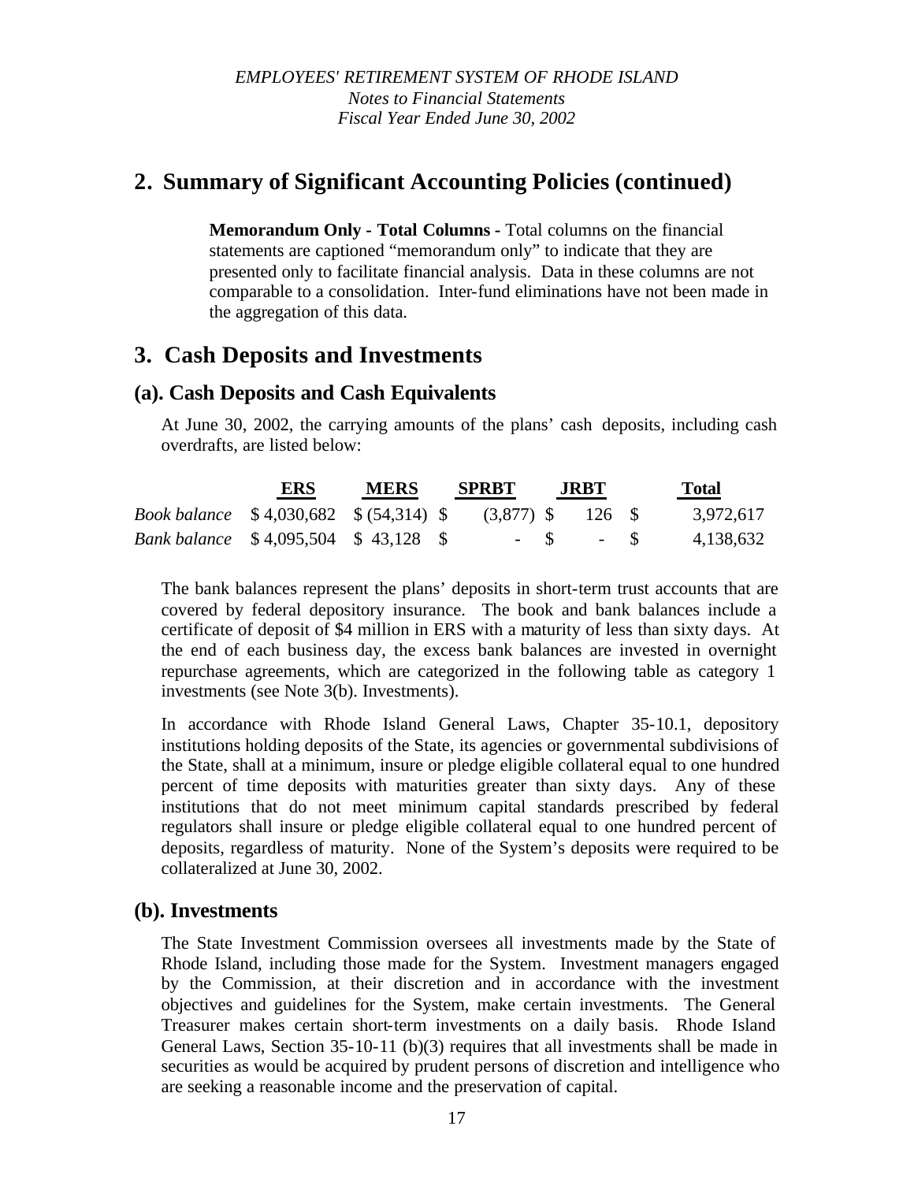## 2. Summary of Significant Accounting Policies (continued)

**Memorandum Only - Total Columns -** Total columns on the financial statements are captioned "memorandum only" to indicate that they are presented only to facilitate financial analysis. Data in these columns are not comparable to a consolidation. Inter-fund eliminations have not been made in the aggregation of this data.

## 3. Cash Deposits and Investments

### (a). Cash Deposits and Cash Equivalents

At June 30, 2002, the carrying amounts of the plans' cash deposits, including cash overdrafts, are listed below:

| | ERS | MERS | SPRBT | JRBT | Total |
|---|---|---|---|---|---|
| *Book balance* | $ 4,030,682 | $ (54,314) | $ (3,877) | $ 126 | $ 3,972,617 |
| *Bank balance* | $ 4,095,504 | $ 43,128 | $ - | $ - | $ 4,138,632 |

The bank balances represent the plans' deposits in short-term trust accounts that are covered by federal depository insurance. The book and bank balances include a certificate of deposit of $4 million in ERS with a maturity of less than sixty days. At the end of each business day, the excess bank balances are invested in overnight repurchase agreements, which are categorized in the following table as category 1 investments (see Note 3(b). Investments).

In accordance with Rhode Island General Laws, Chapter 35-10.1, depository institutions holding deposits of the State, its agencies or governmental subdivisions of the State, shall at a minimum, insure or pledge eligible collateral equal to one hundred percent of time deposits with maturities greater than sixty days. Any of these institutions that do not meet minimum capital standards prescribed by federal regulators shall insure or pledge eligible collateral equal to one hundred percent of deposits, regardless of maturity. None of the System's deposits were required to be collateralized at June 30, 2002.

### (b). Investments

The State Investment Commission oversees all investments made by the State of Rhode Island, including those made for the System. Investment managers engaged by the Commission, at their discretion and in accordance with the investment objectives and guidelines for the System, make certain investments. The General Treasurer makes certain short-term investments on a daily basis. Rhode Island General Laws, Section 35-10-11 (b)(3) requires that all investments shall be made in securities as would be acquired by prudent persons of discretion and intelligence who are seeking a reasonable income and the preservation of capital.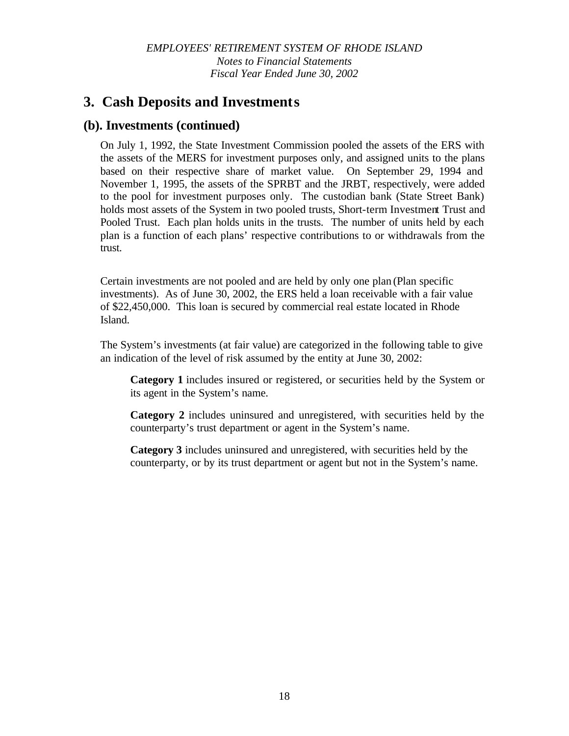## 3. Cash Deposits and Investments

### (b). Investments (continued)

On July 1, 1992, the State Investment Commission pooled the assets of the ERS with the assets of the MERS for investment purposes only, and assigned units to the plans based on their respective share of market value. On September 29, 1994 and November 1, 1995, the assets of the SPRBT and the JRBT, respectively, were added to the pool for investment purposes only. The custodian bank (State Street Bank) holds most assets of the System in two pooled trusts, Short-term Investment Trust and Pooled Trust. Each plan holds units in the trusts. The number of units held by each plan is a function of each plans' respective contributions to or withdrawals from the trust.

Certain investments are not pooled and are held by only one plan (Plan specific investments). As of June 30, 2002, the ERS held a loan receivable with a fair value of $22,450,000. This loan is secured by commercial real estate located in Rhode Island.

The System's investments (at fair value) are categorized in the following table to give an indication of the level of risk assumed by the entity at June 30, 2002:

**Category 1** includes insured or registered, or securities held by the System or its agent in the System's name.

**Category 2** includes uninsured and unregistered, with securities held by the counterparty's trust department or agent in the System's name.

**Category 3** includes uninsured and unregistered, with securities held by the counterparty, or by its trust department or agent but not in the System's name.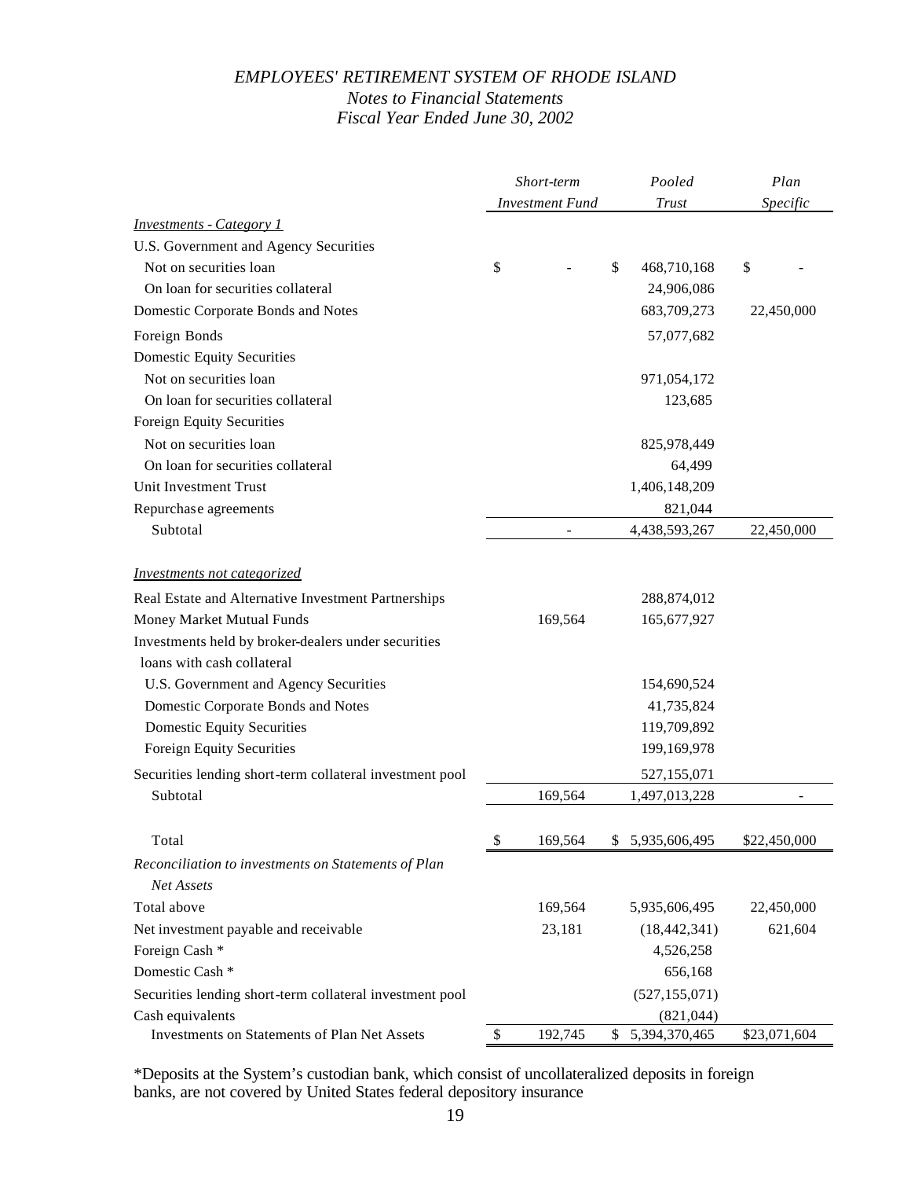*EMPLOYEES' RETIREMENT SYSTEM OF RHODE ISLAND*
*Notes to Financial Statements*
*Fiscal Year Ended June 30, 2002*

| | *Short-term Investment Fund* | *Pooled Trust* | *Plan Specific* |
|---|---|---|---|
| ***Investments - Category 1*** | | | |
| U.S. Government and Agency Securities | | | |
| Not on securities loan | $ - | $ 468,710,168 | $ - |
| On loan for securities collateral | | 24,906,086 | |
| Domestic Corporate Bonds and Notes | | 683,709,273 | 22,450,000 |
| Foreign Bonds | | 57,077,682 | |
| Domestic Equity Securities | | | |
| Not on securities loan | | 971,054,172 | |
| On loan for securities collateral | | 123,685 | |
| Foreign Equity Securities | | | |
| Not on securities loan | | 825,978,449 | |
| On loan for securities collateral | | 64,499 | |
| Unit Investment Trust | | 1,406,148,209 | |
| Repurchase agreements | | 821,044 | |
| Subtotal | - | 4,438,593,267 | 22,450,000 |
| ***Investments not categorized*** | | | |
| Real Estate and Alternative Investment Partnerships | | 288,874,012 | |
| Money Market Mutual Funds | 169,564 | 165,677,927 | |
| Investments held by broker-dealers under securities loans with cash collateral | | | |
| U.S. Government and Agency Securities | | 154,690,524 | |
| Domestic Corporate Bonds and Notes | | 41,735,824 | |
| Domestic Equity Securities | | 119,709,892 | |
| Foreign Equity Securities | | 199,169,978 | |
| Securities lending short-term collateral investment pool | | 527,155,071 | |
| Subtotal | 169,564 | 1,497,013,228 | - |
| Total | $ 169,564 | $ 5,935,606,495 | $22,450,000 |
| *Reconciliation to investments on Statements of Plan Net Assets* | | | |
| Total above | 169,564 | 5,935,606,495 | 22,450,000 |
| Net investment payable and receivable | 23,181 | (18,442,341) | 621,604 |
| Foreign Cash * | | 4,526,258 | |
| Domestic Cash * | | 656,168 | |
| Securities lending short-term collateral investment pool | | (527,155,071) | |
| Cash equivalents | | (821,044) | |
| Investments on Statements of Plan Net Assets | $ 192,745 | $ 5,394,370,465 | $23,071,604 |

*Deposits at the System's custodian bank, which consist of uncollateralized deposits in foreign banks, are not covered by United States federal depository insurance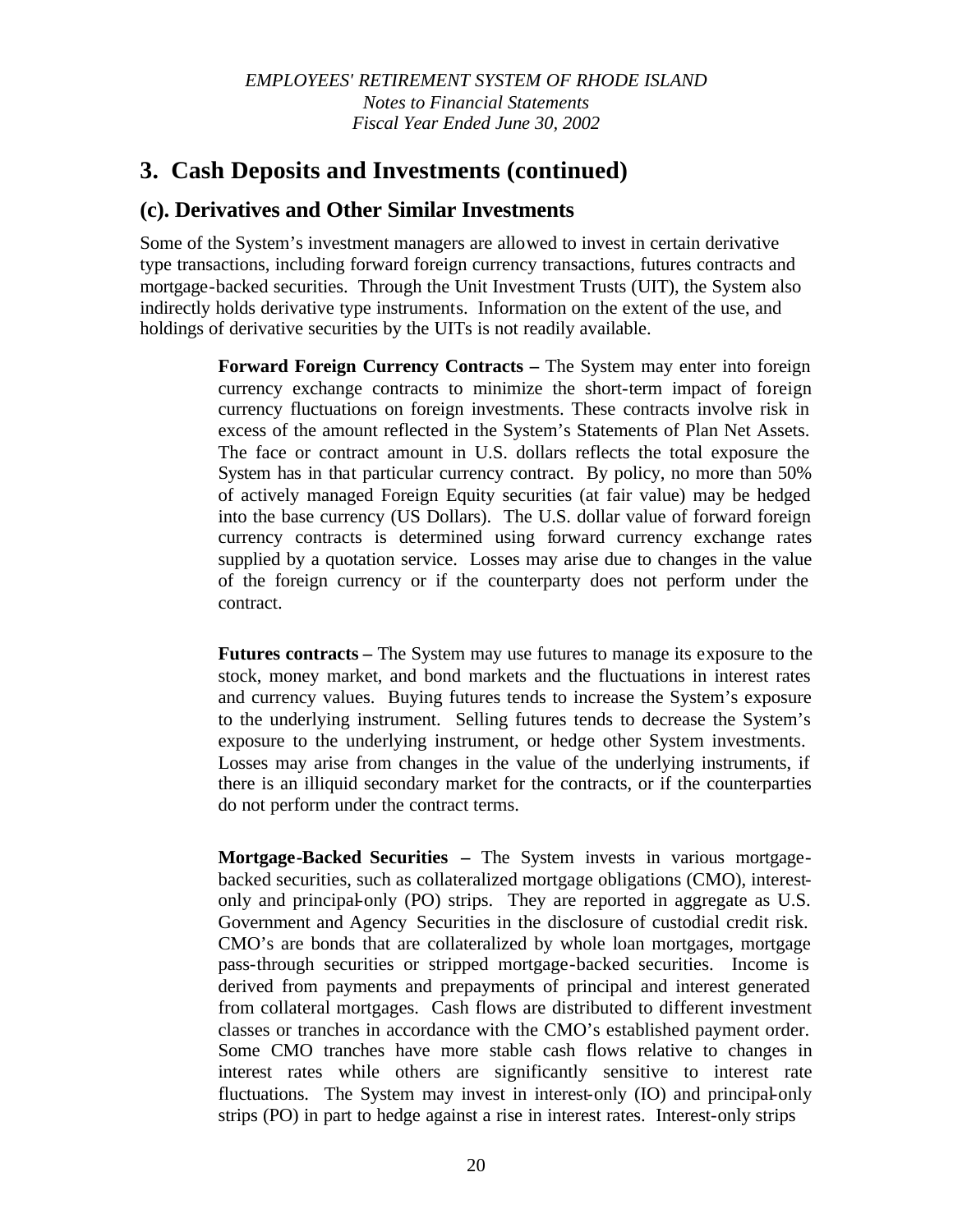# 3. Cash Deposits and Investments (continued)

## (c). Derivatives and Other Similar Investments

Some of the System's investment managers are allowed to invest in certain derivative type transactions, including forward foreign currency transactions, futures contracts and mortgage-backed securities. Through the Unit Investment Trusts (UIT), the System also indirectly holds derivative type instruments. Information on the extent of the use, and holdings of derivative securities by the UITs is not readily available.

**Forward Foreign Currency Contracts –** The System may enter into foreign currency exchange contracts to minimize the short-term impact of foreign currency fluctuations on foreign investments. These contracts involve risk in excess of the amount reflected in the System's Statements of Plan Net Assets. The face or contract amount in U.S. dollars reflects the total exposure the System has in that particular currency contract. By policy, no more than 50% of actively managed Foreign Equity securities (at fair value) may be hedged into the base currency (US Dollars). The U.S. dollar value of forward foreign currency contracts is determined using forward currency exchange rates supplied by a quotation service. Losses may arise due to changes in the value of the foreign currency or if the counterparty does not perform under the contract.

**Futures contracts –** The System may use futures to manage its exposure to the stock, money market, and bond markets and the fluctuations in interest rates and currency values. Buying futures tends to increase the System's exposure to the underlying instrument. Selling futures tends to decrease the System's exposure to the underlying instrument, or hedge other System investments. Losses may arise from changes in the value of the underlying instruments, if there is an illiquid secondary market for the contracts, or if the counterparties do not perform under the contract terms.

**Mortgage-Backed Securities –** The System invests in various mortgage-backed securities, such as collateralized mortgage obligations (CMO), interest-only and principal-only (PO) strips. They are reported in aggregate as U.S. Government and Agency Securities in the disclosure of custodial credit risk. CMO's are bonds that are collateralized by whole loan mortgages, mortgage pass-through securities or stripped mortgage-backed securities. Income is derived from payments and prepayments of principal and interest generated from collateral mortgages. Cash flows are distributed to different investment classes or tranches in accordance with the CMO's established payment order. Some CMO tranches have more stable cash flows relative to changes in interest rates while others are significantly sensitive to interest rate fluctuations. The System may invest in interest-only (IO) and principal-only strips (PO) in part to hedge against a rise in interest rates. Interest-only strips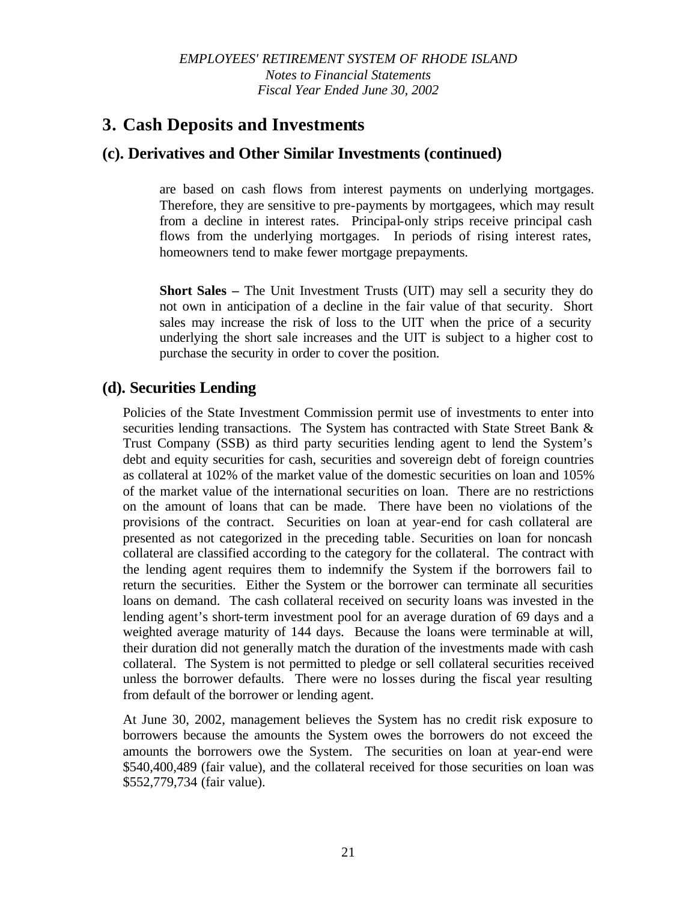## 3. Cash Deposits and Investments

### (c). Derivatives and Other Similar Investments (continued)

are based on cash flows from interest payments on underlying mortgages. Therefore, they are sensitive to pre-payments by mortgagees, which may result from a decline in interest rates. Principal-only strips receive principal cash flows from the underlying mortgages. In periods of rising interest rates, homeowners tend to make fewer mortgage prepayments.

**Short Sales –** The Unit Investment Trusts (UIT) may sell a security they do not own in anticipation of a decline in the fair value of that security. Short sales may increase the risk of loss to the UIT when the price of a security underlying the short sale increases and the UIT is subject to a higher cost to purchase the security in order to cover the position.

### (d). Securities Lending

Policies of the State Investment Commission permit use of investments to enter into securities lending transactions. The System has contracted with State Street Bank & Trust Company (SSB) as third party securities lending agent to lend the System's debt and equity securities for cash, securities and sovereign debt of foreign countries as collateral at 102% of the market value of the domestic securities on loan and 105% of the market value of the international securities on loan. There are no restrictions on the amount of loans that can be made. There have been no violations of the provisions of the contract. Securities on loan at year-end for cash collateral are presented as not categorized in the preceding table. Securities on loan for noncash collateral are classified according to the category for the collateral. The contract with the lending agent requires them to indemnify the System if the borrowers fail to return the securities. Either the System or the borrower can terminate all securities loans on demand. The cash collateral received on security loans was invested in the lending agent's short-term investment pool for an average duration of 69 days and a weighted average maturity of 144 days. Because the loans were terminable at will, their duration did not generally match the duration of the investments made with cash collateral. The System is not permitted to pledge or sell collateral securities received unless the borrower defaults. There were no losses during the fiscal year resulting from default of the borrower or lending agent.

At June 30, 2002, management believes the System has no credit risk exposure to borrowers because the amounts the System owes the borrowers do not exceed the amounts the borrowers owe the System. The securities on loan at year-end were $540,400,489 (fair value), and the collateral received for those securities on loan was $552,779,734 (fair value).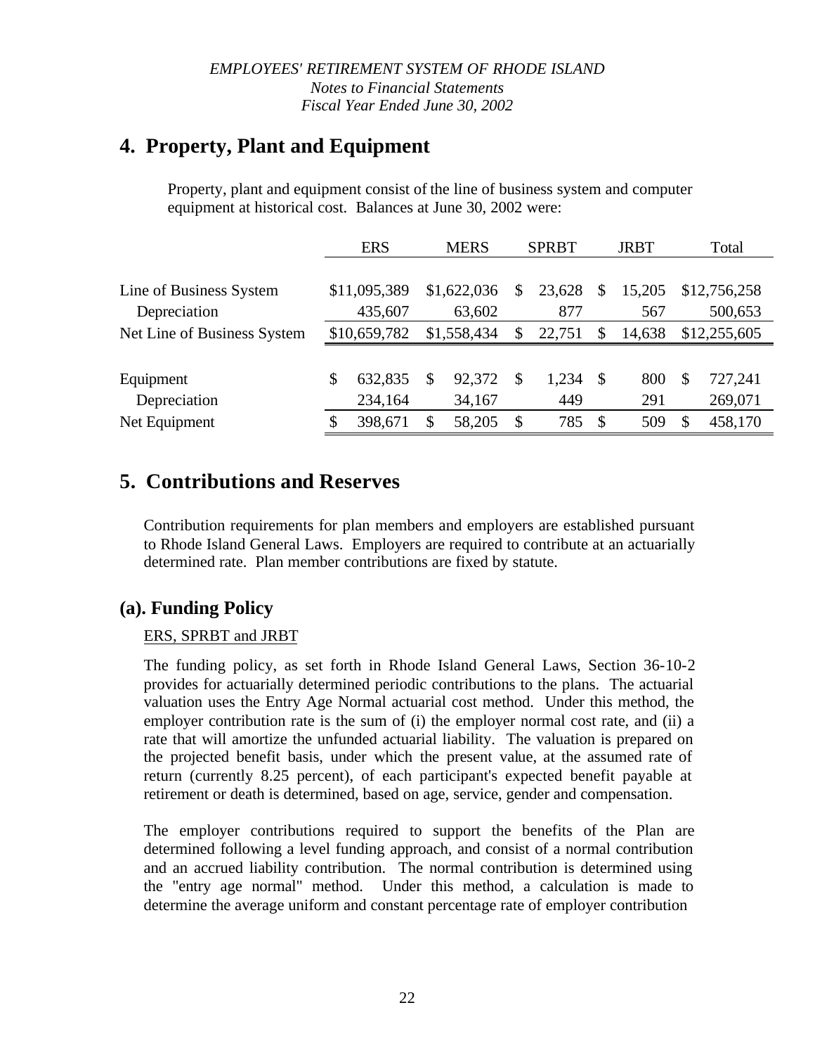## 4. Property, Plant and Equipment

Property, plant and equipment consist of the line of business system and computer equipment at historical cost. Balances at June 30, 2002 were:

| | ERS | MERS | SPRBT | JRBT | Total |
|---|---|---|---|---|---|
| Line of Business System | $11,095,389 | $1,622,036 | $ 23,628 | $ 15,205 | $12,756,258 |
| Depreciation | 435,607 | 63,602 | 877 | 567 | 500,653 |
| Net Line of Business System | $10,659,782 | $1,558,434 | $ 22,751 | $ 14,638 | $12,255,605 |
| Equipment | $ 632,835 | $ 92,372 | $ 1,234 | $ 800 | $ 727,241 |
| Depreciation | 234,164 | 34,167 | 449 | 291 | 269,071 |
| Net Equipment | $ 398,671 | $ 58,205 | $ 785 | $ 509 | $ 458,170 |

## 5. Contributions and Reserves

Contribution requirements for plan members and employers are established pursuant to Rhode Island General Laws. Employers are required to contribute at an actuarially determined rate. Plan member contributions are fixed by statute.

### (a). Funding Policy

ERS, SPRBT and JRBT

The funding policy, as set forth in Rhode Island General Laws, Section 36-10-2 provides for actuarially determined periodic contributions to the plans. The actuarial valuation uses the Entry Age Normal actuarial cost method. Under this method, the employer contribution rate is the sum of (i) the employer normal cost rate, and (ii) a rate that will amortize the unfunded actuarial liability. The valuation is prepared on the projected benefit basis, under which the present value, at the assumed rate of return (currently 8.25 percent), of each participant's expected benefit payable at retirement or death is determined, based on age, service, gender and compensation.

The employer contributions required to support the benefits of the Plan are determined following a level funding approach, and consist of a normal contribution and an accrued liability contribution. The normal contribution is determined using the "entry age normal" method. Under this method, a calculation is made to determine the average uniform and constant percentage rate of employer contribution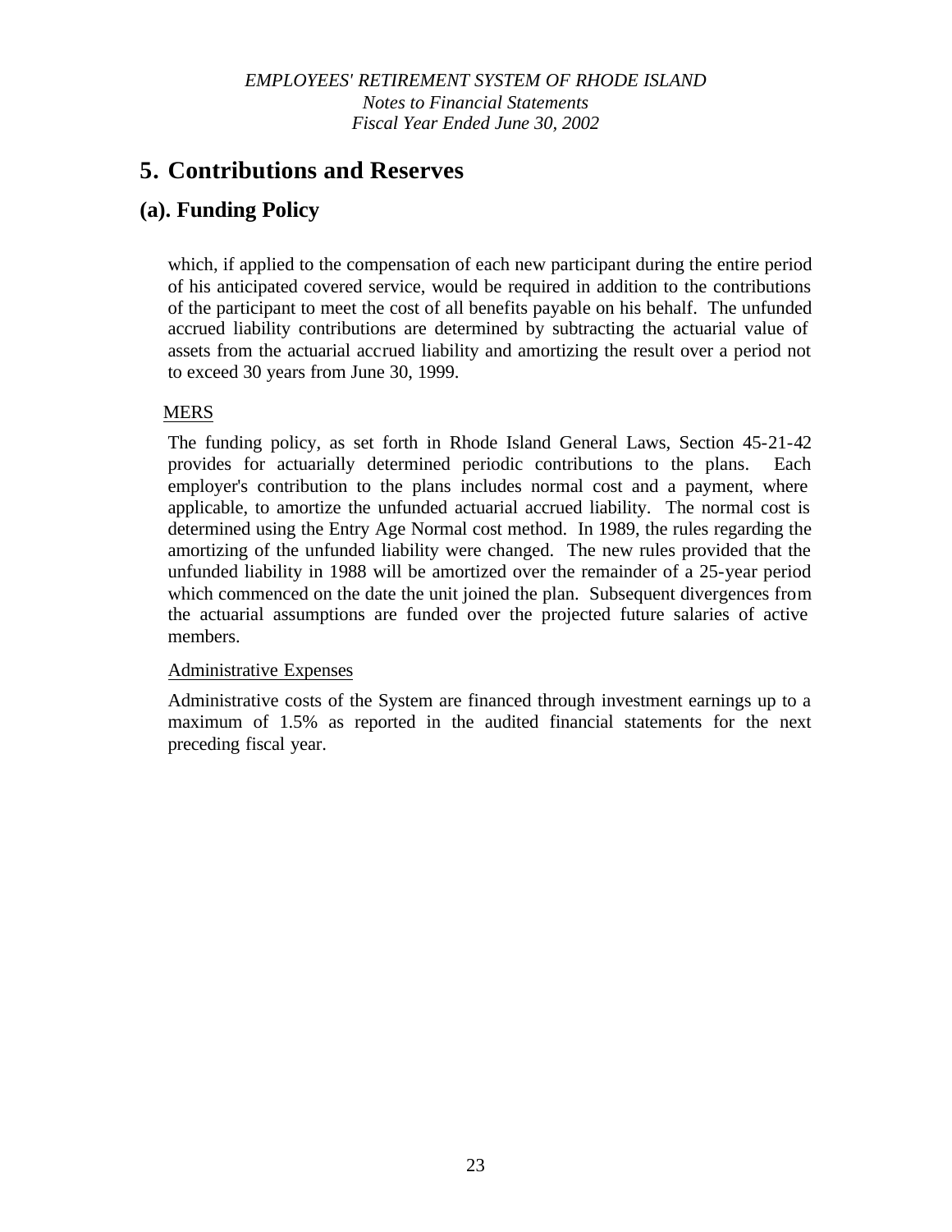# 5. Contributions and Reserves

## (a). Funding Policy

which, if applied to the compensation of each new participant during the entire period of his anticipated covered service, would be required in addition to the contributions of the participant to meet the cost of all benefits payable on his behalf. The unfunded accrued liability contributions are determined by subtracting the actuarial value of assets from the actuarial accrued liability and amortizing the result over a period not to exceed 30 years from June 30, 1999.

MERS

The funding policy, as set forth in Rhode Island General Laws, Section 45-21-42 provides for actuarially determined periodic contributions to the plans. Each employer's contribution to the plans includes normal cost and a payment, where applicable, to amortize the unfunded actuarial accrued liability. The normal cost is determined using the Entry Age Normal cost method. In 1989, the rules regarding the amortizing of the unfunded liability were changed. The new rules provided that the unfunded liability in 1988 will be amortized over the remainder of a 25-year period which commenced on the date the unit joined the plan. Subsequent divergences from the actuarial assumptions are funded over the projected future salaries of active members.

Administrative Expenses

Administrative costs of the System are financed through investment earnings up to a maximum of 1.5% as reported in the audited financial statements for the next preceding fiscal year.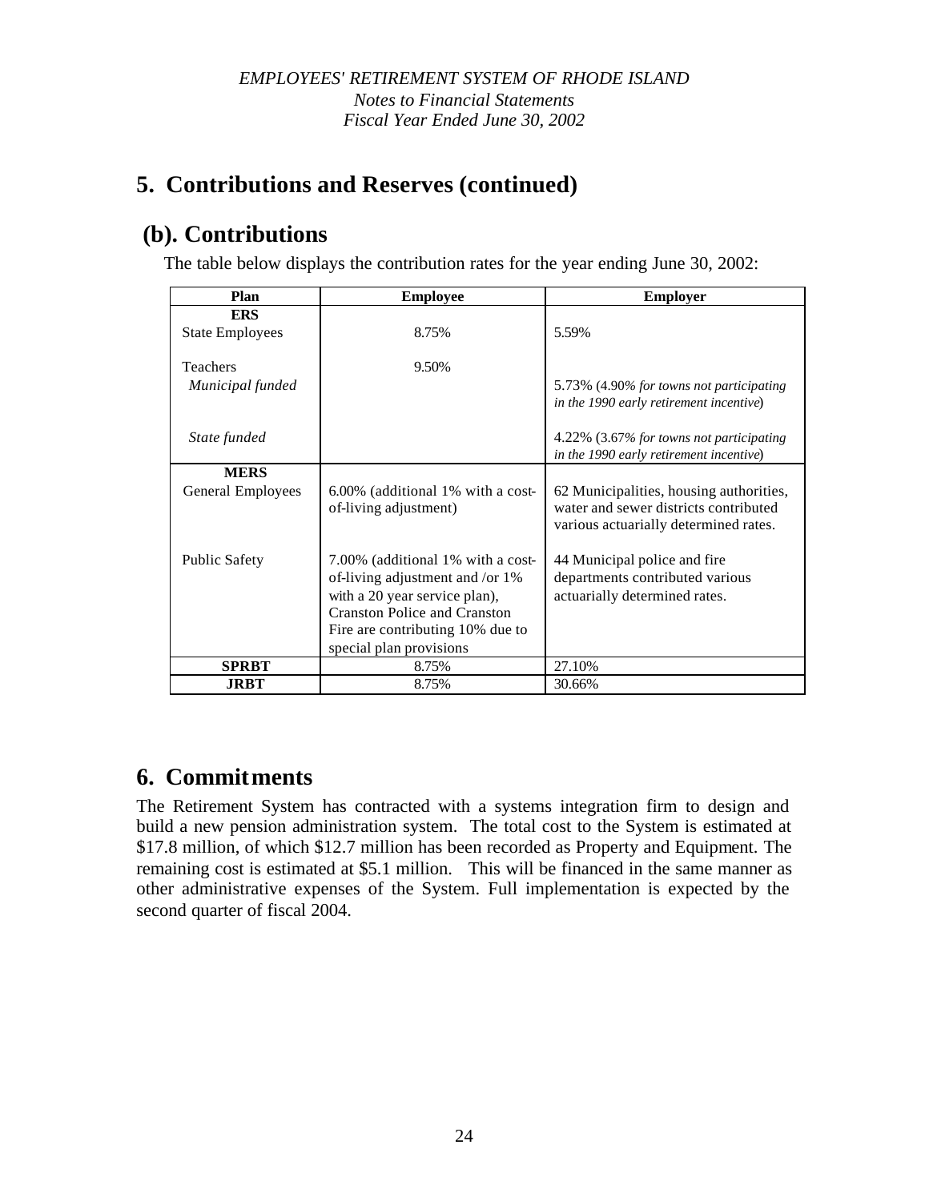*EMPLOYEES' RETIREMENT SYSTEM OF RHODE ISLAND*
*Notes to Financial Statements*
*Fiscal Year Ended June 30, 2002*

## 5. Contributions and Reserves (continued)

### (b). Contributions

The table below displays the contribution rates for the year ending June 30, 2002:

| Plan | Employee | Employer |
|---|---|---|
| **ERS** | | |
| State Employees | 8.75% | 5.59% |
| Teachers | 9.50% | |
| *Municipal funded* | | 5.73% (4.90*% for towns not participating in the 1990 early retirement incentive*) |
| *State funded* | | 4.22% (3.67*% for towns not participating in the 1990 early retirement incentive*) |
| **MERS** | | |
| General Employees | 6.00% (additional 1% with a cost-of-living adjustment) | 62 Municipalities, housing authorities, water and sewer districts contributed various actuarially determined rates. |
| Public Safety | 7.00% (additional 1% with a cost-of-living adjustment and /or 1% with a 20 year service plan), Cranston Police and Cranston Fire are contributing 10% due to special plan provisions | 44 Municipal police and fire departments contributed various actuarially determined rates. |
| **SPRBT** | 8.75% | 27.10% |
| **JRBT** | 8.75% | 30.66% |

## 6. Commitments

The Retirement System has contracted with a systems integration firm to design and build a new pension administration system. The total cost to the System is estimated at \$17.8 million, of which \$12.7 million has been recorded as Property and Equipment. The remaining cost is estimated at \$5.1 million. This will be financed in the same manner as other administrative expenses of the System. Full implementation is expected by the second quarter of fiscal 2004.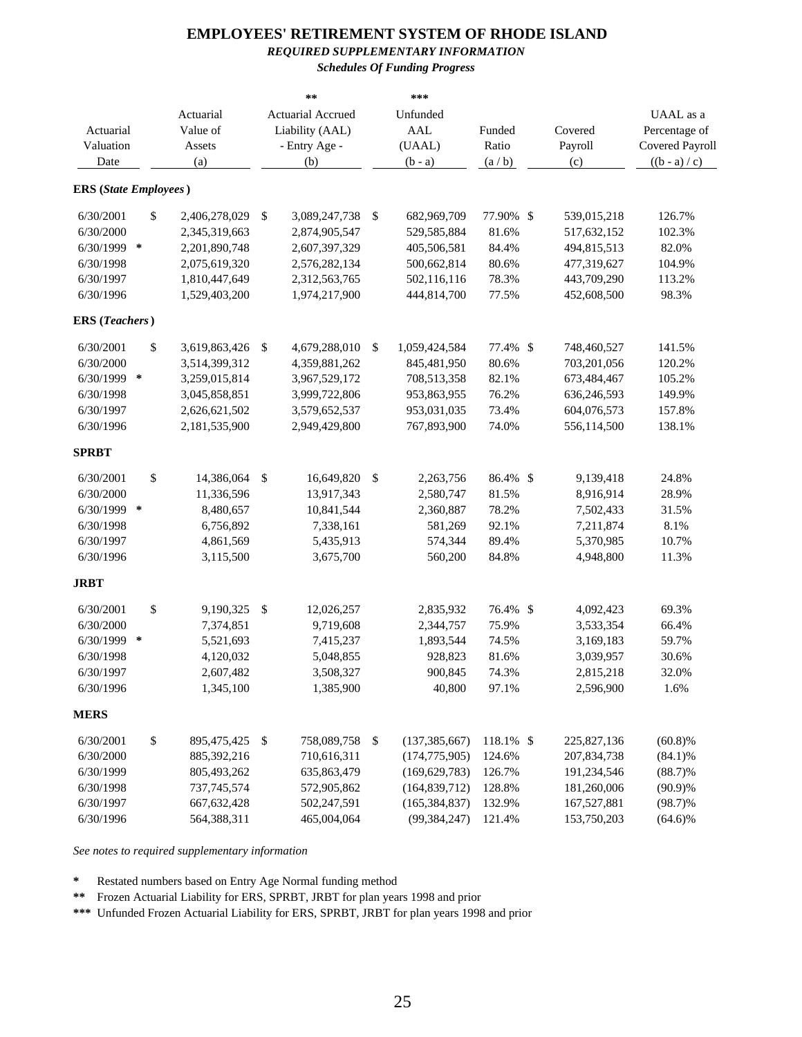# EMPLOYEES' RETIREMENT SYSTEM OF RHODE ISLAND

***REQUIRED SUPPLEMENTARY INFORMATION***

***Schedules Of Funding Progress***

| Actuarial Valuation Date | Actuarial Value of Assets (a) | ** Actuarial Accrued Liability (AAL) - Entry Age - (b) | *** Unfunded AAL (UAAL) (b - a) | Funded Ratio (a / b) | Covered Payroll (c) | UAAL as a Percentage of Covered Payroll ((b - a) / c) |
|---|---|---|---|---|---|---|
| **ERS (*State Employees*)** | | | | | | |
| 6/30/2001 | $ 2,406,278,029 | $ 3,089,247,738 | $ 682,969,709 | 77.90% | $ 539,015,218 | 126.7% |
| 6/30/2000 | 2,345,319,663 | 2,874,905,547 | 529,585,884 | 81.6% | 517,632,152 | 102.3% |
| 6/30/1999 * | 2,201,890,748 | 2,607,397,329 | 405,506,581 | 84.4% | 494,815,513 | 82.0% |
| 6/30/1998 | 2,075,619,320 | 2,576,282,134 | 500,662,814 | 80.6% | 477,319,627 | 104.9% |
| 6/30/1997 | 1,810,447,649 | 2,312,563,765 | 502,116,116 | 78.3% | 443,709,290 | 113.2% |
| 6/30/1996 | 1,529,403,200 | 1,974,217,900 | 444,814,700 | 77.5% | 452,608,500 | 98.3% |
| **ERS (*Teachers*)** | | | | | | |
| 6/30/2001 | $ 3,619,863,426 | $ 4,679,288,010 | $ 1,059,424,584 | 77.4% | $ 748,460,527 | 141.5% |
| 6/30/2000 | 3,514,399,312 | 4,359,881,262 | 845,481,950 | 80.6% | 703,201,056 | 120.2% |
| 6/30/1999 * | 3,259,015,814 | 3,967,529,172 | 708,513,358 | 82.1% | 673,484,467 | 105.2% |
| 6/30/1998 | 3,045,858,851 | 3,999,722,806 | 953,863,955 | 76.2% | 636,246,593 | 149.9% |
| 6/30/1997 | 2,626,621,502 | 3,579,652,537 | 953,031,035 | 73.4% | 604,076,573 | 157.8% |
| 6/30/1996 | 2,181,535,900 | 2,949,429,800 | 767,893,900 | 74.0% | 556,114,500 | 138.1% |
| **SPRBT** | | | | | | |
| 6/30/2001 | $ 14,386,064 | $ 16,649,820 | $ 2,263,756 | 86.4% | $ 9,139,418 | 24.8% |
| 6/30/2000 | 11,336,596 | 13,917,343 | 2,580,747 | 81.5% | 8,916,914 | 28.9% |
| 6/30/1999 * | 8,480,657 | 10,841,544 | 2,360,887 | 78.2% | 7,502,433 | 31.5% |
| 6/30/1998 | 6,756,892 | 7,338,161 | 581,269 | 92.1% | 7,211,874 | 8.1% |
| 6/30/1997 | 4,861,569 | 5,435,913 | 574,344 | 89.4% | 5,370,985 | 10.7% |
| 6/30/1996 | 3,115,500 | 3,675,700 | 560,200 | 84.8% | 4,948,800 | 11.3% |
| **JRBT** | | | | | | |
| 6/30/2001 | $ 9,190,325 | $ 12,026,257 | 2,835,932 | 76.4% | $ 4,092,423 | 69.3% |
| 6/30/2000 | 7,374,851 | 9,719,608 | 2,344,757 | 75.9% | 3,533,354 | 66.4% |
| 6/30/1999 * | 5,521,693 | 7,415,237 | 1,893,544 | 74.5% | 3,169,183 | 59.7% |
| 6/30/1998 | 4,120,032 | 5,048,855 | 928,823 | 81.6% | 3,039,957 | 30.6% |
| 6/30/1997 | 2,607,482 | 3,508,327 | 900,845 | 74.3% | 2,815,218 | 32.0% |
| 6/30/1996 | 1,345,100 | 1,385,900 | 40,800 | 97.1% | 2,596,900 | 1.6% |
| **MERS** | | | | | | |
| 6/30/2001 | $ 895,475,425 | $ 758,089,758 | $ (137,385,667) | 118.1% | $ 225,827,136 | (60.8)% |
| 6/30/2000 | 885,392,216 | 710,616,311 | (174,775,905) | 124.6% | 207,834,738 | (84.1)% |
| 6/30/1999 | 805,493,262 | 635,863,479 | (169,629,783) | 126.7% | 191,234,546 | (88.7)% |
| 6/30/1998 | 737,745,574 | 572,905,862 | (164,839,712) | 128.8% | 181,260,006 | (90.9)% |
| 6/30/1997 | 667,632,428 | 502,247,591 | (165,384,837) | 132.9% | 167,527,881 | (98.7)% |
| 6/30/1996 | 564,388,311 | 465,004,064 | (99,384,247) | 121.4% | 153,750,203 | (64.6)% |

*See notes to required supplementary information*

\* Restated numbers based on Entry Age Normal funding method

\*\* Frozen Actuarial Liability for ERS, SPRBT, JRBT for plan years 1998 and prior

\*\*\* Unfunded Frozen Actuarial Liability for ERS, SPRBT, JRBT for plan years 1998 and prior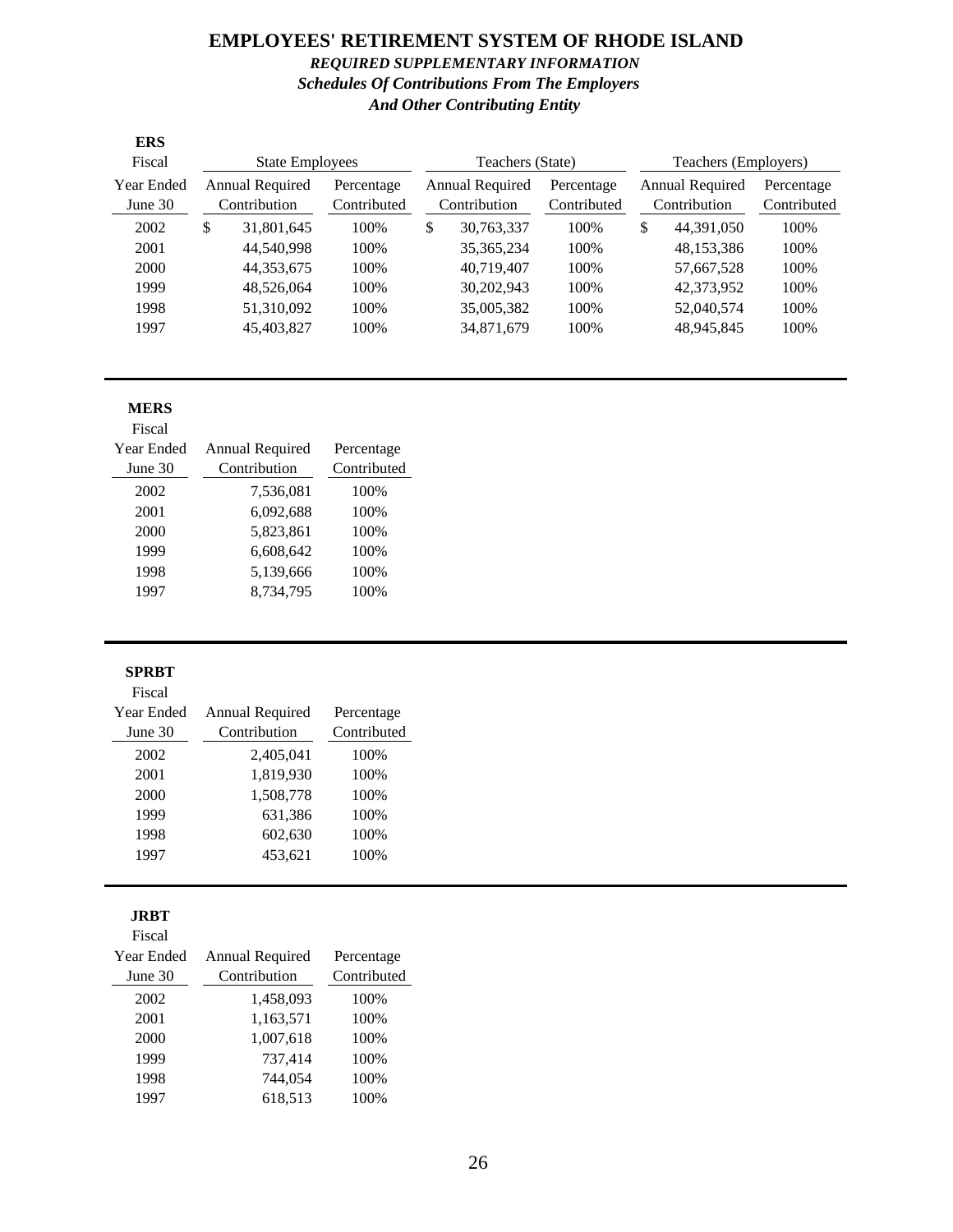# EMPLOYEES' RETIREMENT SYSTEM OF RHODE ISLAND

## *REQUIRED SUPPLEMENTARY INFORMATION*

### *Schedules Of Contributions From The Employers And Other Contributing Entity*

**ERS**

| Fiscal | State Employees | | Teachers (State) | | Teachers (Employers) | |
|---|---|---|---|---|---|---|
| Year Ended June 30 | Annual Required Contribution | Percentage Contributed | Annual Required Contribution | Percentage Contributed | Annual Required Contribution | Percentage Contributed |
| 2002 | $ 31,801,645 | 100% | $ 30,763,337 | 100% | $ 44,391,050 | 100% |
| 2001 | 44,540,998 | 100% | 35,365,234 | 100% | 48,153,386 | 100% |
| 2000 | 44,353,675 | 100% | 40,719,407 | 100% | 57,667,528 | 100% |
| 1999 | 48,526,064 | 100% | 30,202,943 | 100% | 42,373,952 | 100% |
| 1998 | 51,310,092 | 100% | 35,005,382 | 100% | 52,040,574 | 100% |
| 1997 | 45,403,827 | 100% | 34,871,679 | 100% | 48,945,845 | 100% |

**MERS**

| Fiscal Year Ended June 30 | Annual Required Contribution | Percentage Contributed |
|---|---|---|
| 2002 | 7,536,081 | 100% |
| 2001 | 6,092,688 | 100% |
| 2000 | 5,823,861 | 100% |
| 1999 | 6,608,642 | 100% |
| 1998 | 5,139,666 | 100% |
| 1997 | 8,734,795 | 100% |

**SPRBT**

| Fiscal Year Ended June 30 | Annual Required Contribution | Percentage Contributed |
|---|---|---|
| 2002 | 2,405,041 | 100% |
| 2001 | 1,819,930 | 100% |
| 2000 | 1,508,778 | 100% |
| 1999 | 631,386 | 100% |
| 1998 | 602,630 | 100% |
| 1997 | 453,621 | 100% |

**JRBT**

| Fiscal Year Ended June 30 | Annual Required Contribution | Percentage Contributed |
|---|---|---|
| 2002 | 1,458,093 | 100% |
| 2001 | 1,163,571 | 100% |
| 2000 | 1,007,618 | 100% |
| 1999 | 737,414 | 100% |
| 1998 | 744,054 | 100% |
| 1997 | 618,513 | 100% |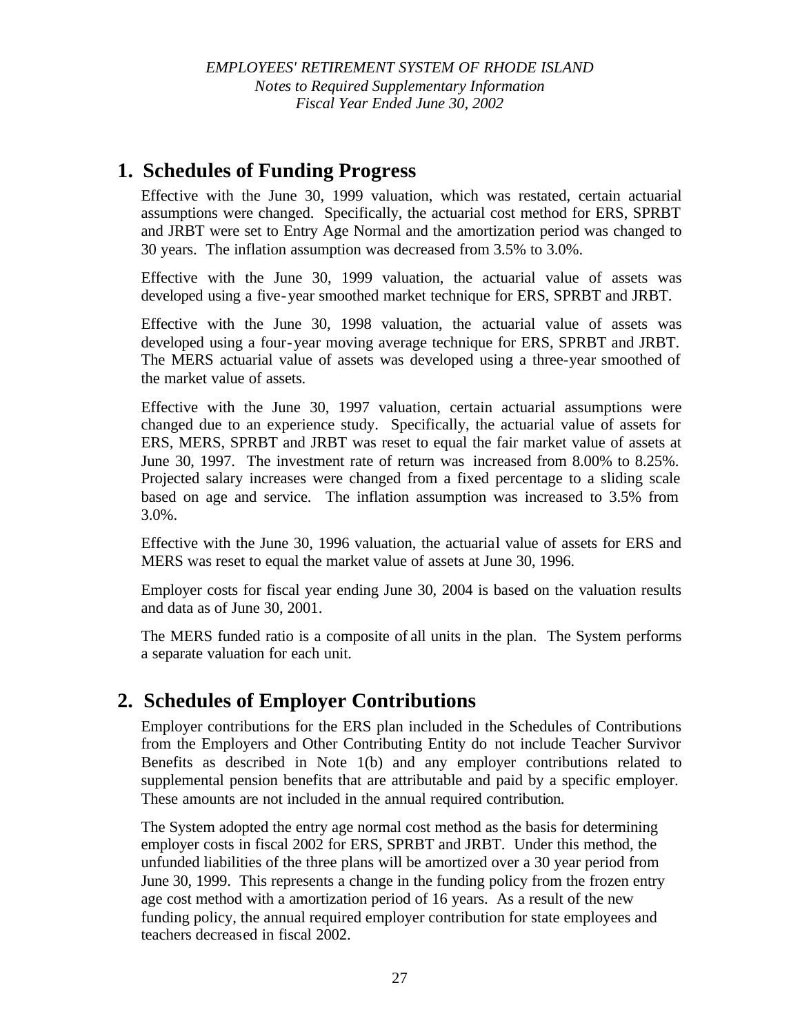*EMPLOYEES' RETIREMENT SYSTEM OF RHODE ISLAND*
*Notes to Required Supplementary Information*
*Fiscal Year Ended June 30, 2002*

## 1. Schedules of Funding Progress

Effective with the June 30, 1999 valuation, which was restated, certain actuarial assumptions were changed. Specifically, the actuarial cost method for ERS, SPRBT and JRBT were set to Entry Age Normal and the amortization period was changed to 30 years. The inflation assumption was decreased from 3.5% to 3.0%.

Effective with the June 30, 1999 valuation, the actuarial value of assets was developed using a five-year smoothed market technique for ERS, SPRBT and JRBT.

Effective with the June 30, 1998 valuation, the actuarial value of assets was developed using a four-year moving average technique for ERS, SPRBT and JRBT. The MERS actuarial value of assets was developed using a three-year smoothed of the market value of assets.

Effective with the June 30, 1997 valuation, certain actuarial assumptions were changed due to an experience study. Specifically, the actuarial value of assets for ERS, MERS, SPRBT and JRBT was reset to equal the fair market value of assets at June 30, 1997. The investment rate of return was increased from 8.00% to 8.25%. Projected salary increases were changed from a fixed percentage to a sliding scale based on age and service. The inflation assumption was increased to 3.5% from 3.0%.

Effective with the June 30, 1996 valuation, the actuarial value of assets for ERS and MERS was reset to equal the market value of assets at June 30, 1996.

Employer costs for fiscal year ending June 30, 2004 is based on the valuation results and data as of June 30, 2001.

The MERS funded ratio is a composite of all units in the plan. The System performs a separate valuation for each unit.

## 2. Schedules of Employer Contributions

Employer contributions for the ERS plan included in the Schedules of Contributions from the Employers and Other Contributing Entity do not include Teacher Survivor Benefits as described in Note 1(b) and any employer contributions related to supplemental pension benefits that are attributable and paid by a specific employer. These amounts are not included in the annual required contribution.

The System adopted the entry age normal cost method as the basis for determining employer costs in fiscal 2002 for ERS, SPRBT and JRBT. Under this method, the unfunded liabilities of the three plans will be amortized over a 30 year period from June 30, 1999. This represents a change in the funding policy from the frozen entry age cost method with a amortization period of 16 years. As a result of the new funding policy, the annual required employer contribution for state employees and teachers decreased in fiscal 2002.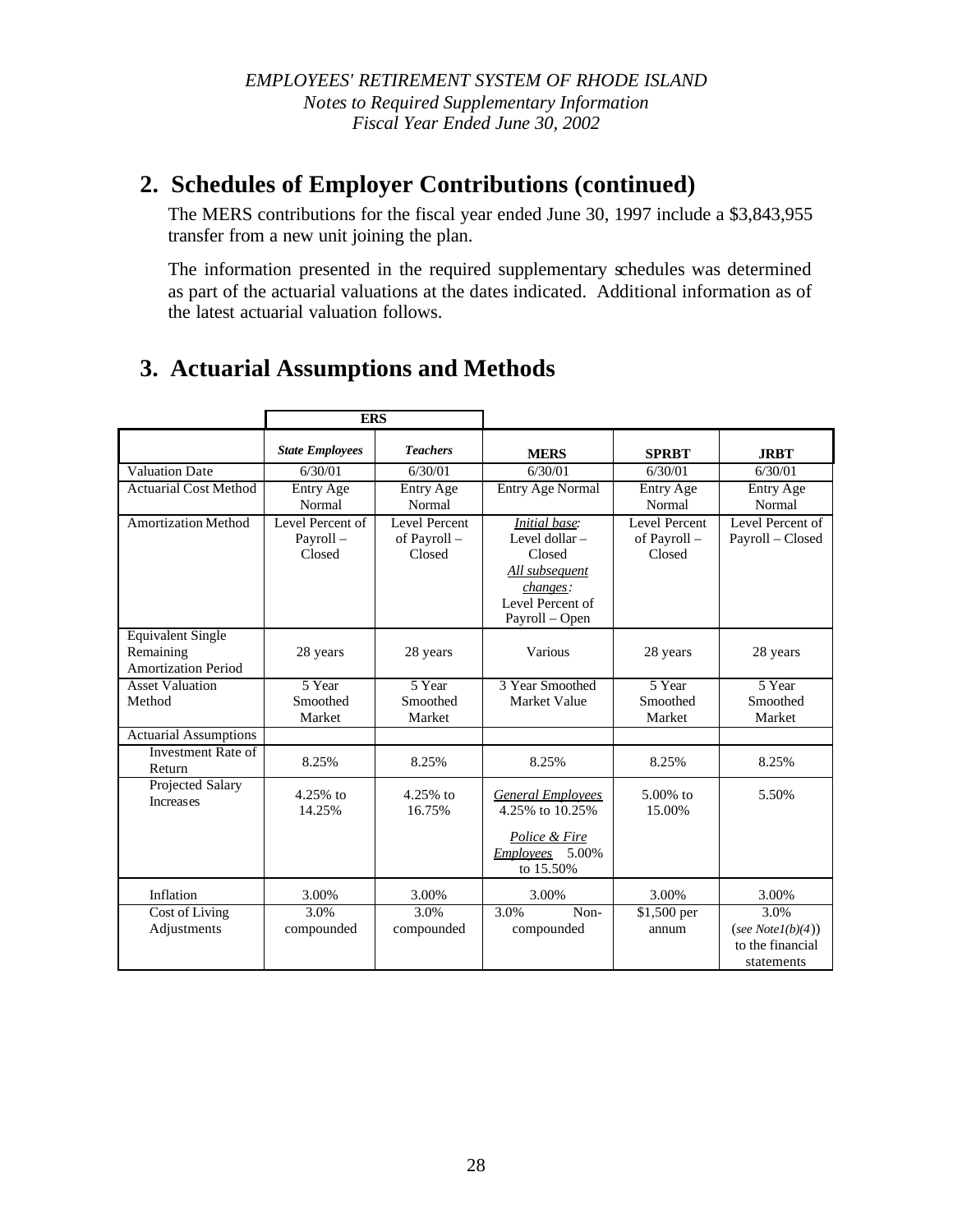## 2. Schedules of Employer Contributions (continued)

The MERS contributions for the fiscal year ended June 30, 1997 include a $3,843,955 transfer from a new unit joining the plan.

The information presented in the required supplementary schedules was determined as part of the actuarial valuations at the dates indicated. Additional information as of the latest actuarial valuation follows.

## 3. Actuarial Assumptions and Methods

| | **ERS** | | | | |
|---|---|---|---|---|---|
| | ***State Employees*** | ***Teachers*** | **MERS** | **SPRBT** | **JRBT** |
| Valuation Date | 6/30/01 | 6/30/01 | 6/30/01 | 6/30/01 | 6/30/01 |
| Actuarial Cost Method | Entry Age Normal | Entry Age Normal | Entry Age Normal | Entry Age Normal | Entry Age Normal |
| Amortization Method | Level Percent of Payroll – Closed | Level Percent of Payroll – Closed | *Initial base*: Level dollar – Closed *All subsequent changes*: Level Percent of Payroll – Open | Level Percent of Payroll – Closed | Level Percent of Payroll – Closed |
| Equivalent Single Remaining Amortization Period | 28 years | 28 years | Various | 28 years | 28 years |
| Asset Valuation Method | 5 Year Smoothed Market | 5 Year Smoothed Market | 3 Year Smoothed Market Value | 5 Year Smoothed Market | 5 Year Smoothed Market |
| Actuarial Assumptions | | | | | |
| Investment Rate of Return | 8.25% | 8.25% | 8.25% | 8.25% | 8.25% |
| Projected Salary Increases | 4.25% to 14.25% | 4.25% to 16.75% | *General Employees* 4.25% to 10.25% *Police & Fire Employees* 5.00% to 15.50% | 5.00% to 15.00% | 5.50% |
| Inflation | 3.00% | 3.00% | 3.00% | 3.00% | 3.00% |
| Cost of Living Adjustments | 3.0% compounded | 3.0% compounded | 3.0% Non-compounded | $1,500 per annum | 3.0% (*see Note1(b)(4)*) to the financial statements |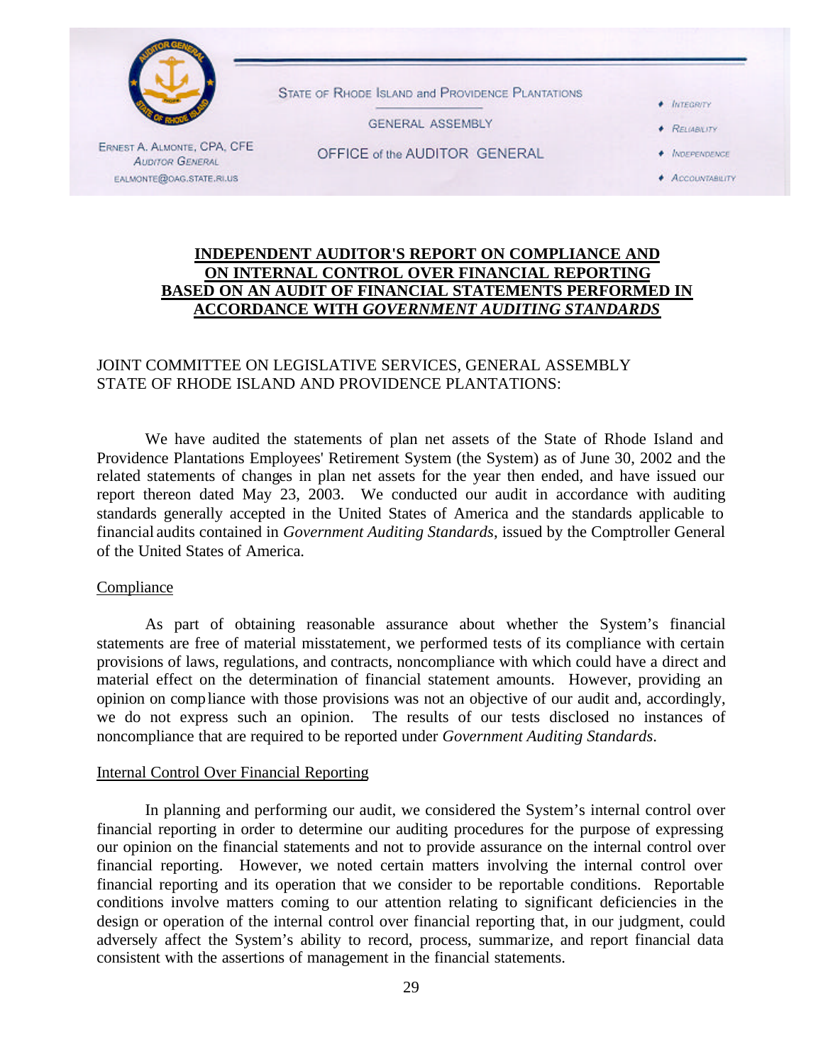STATE OF RHODE ISLAND and PROVIDENCE PLANTATIONS

GENERAL ASSEMBLY

OFFICE of the AUDITOR GENERAL

ERNEST A. ALMONTE, CPA, CFE
AUDITOR GENERAL
EALMONTE@OAG.STATE.RI.US

- INTEGRITY
- RELIABILITY
- INDEPENDENCE
- ACCOUNTABILITY

## INDEPENDENT AUDITOR'S REPORT ON COMPLIANCE AND ON INTERNAL CONTROL OVER FINANCIAL REPORTING BASED ON AN AUDIT OF FINANCIAL STATEMENTS PERFORMED IN ACCORDANCE WITH *GOVERNMENT AUDITING STANDARDS*

JOINT COMMITTEE ON LEGISLATIVE SERVICES, GENERAL ASSEMBLY
STATE OF RHODE ISLAND AND PROVIDENCE PLANTATIONS:

We have audited the statements of plan net assets of the State of Rhode Island and Providence Plantations Employees' Retirement System (the System) as of June 30, 2002 and the related statements of changes in plan net assets for the year then ended, and have issued our report thereon dated May 23, 2003. We conducted our audit in accordance with auditing standards generally accepted in the United States of America and the standards applicable to financial audits contained in *Government Auditing Standards*, issued by the Comptroller General of the United States of America.

### Compliance

As part of obtaining reasonable assurance about whether the System's financial statements are free of material misstatement, we performed tests of its compliance with certain provisions of laws, regulations, and contracts, noncompliance with which could have a direct and material effect on the determination of financial statement amounts. However, providing an opinion on compliance with those provisions was not an objective of our audit and, accordingly, we do not express such an opinion. The results of our tests disclosed no instances of noncompliance that are required to be reported under *Government Auditing Standards*.

### Internal Control Over Financial Reporting

In planning and performing our audit, we considered the System's internal control over financial reporting in order to determine our auditing procedures for the purpose of expressing our opinion on the financial statements and not to provide assurance on the internal control over financial reporting. However, we noted certain matters involving the internal control over financial reporting and its operation that we consider to be reportable conditions. Reportable conditions involve matters coming to our attention relating to significant deficiencies in the design or operation of the internal control over financial reporting that, in our judgment, could adversely affect the System's ability to record, process, summarize, and report financial data consistent with the assertions of management in the financial statements.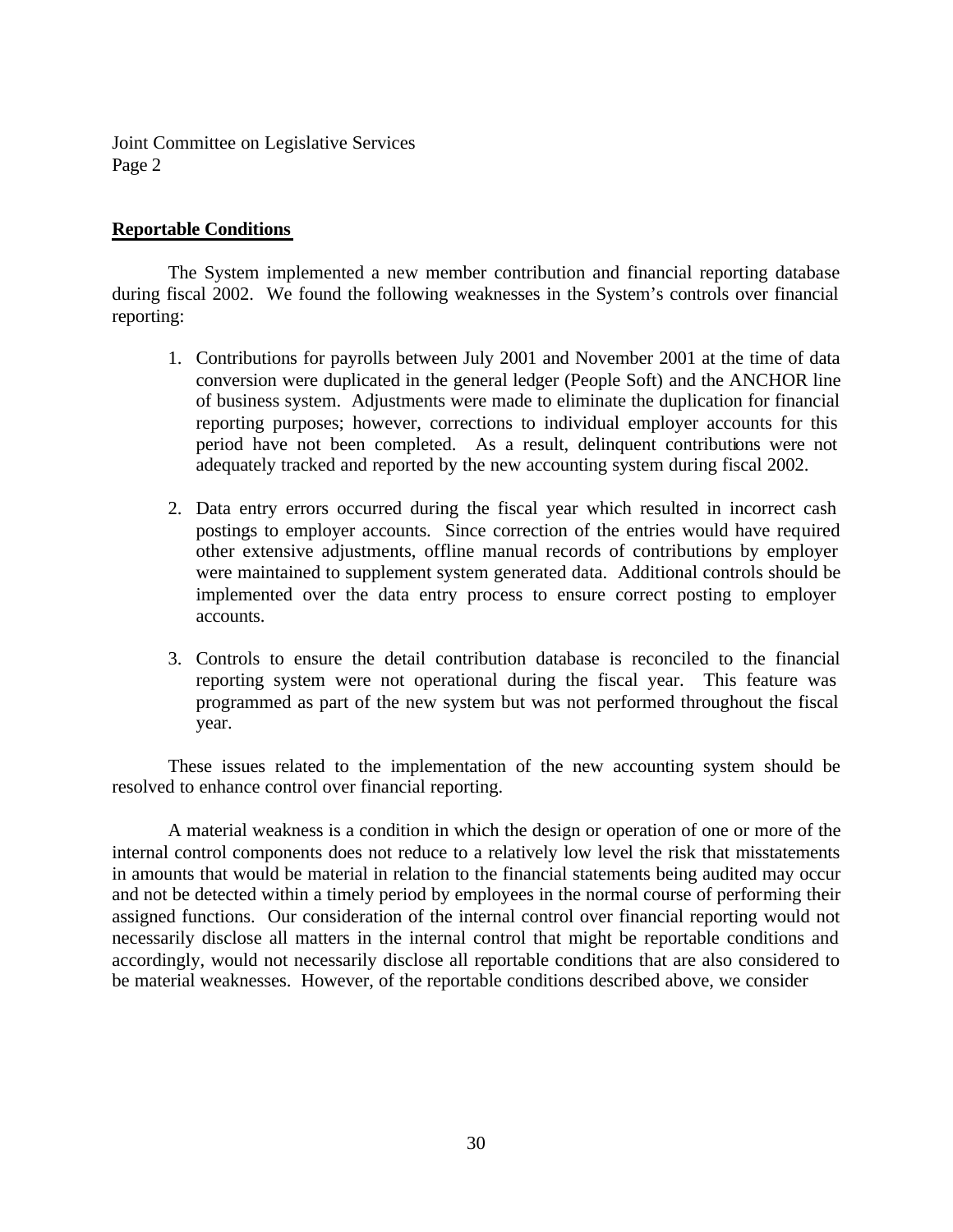Joint Committee on Legislative Services
Page 2

**Reportable Conditions**

The System implemented a new member contribution and financial reporting database during fiscal 2002. We found the following weaknesses in the System's controls over financial reporting:

1. Contributions for payrolls between July 2001 and November 2001 at the time of data conversion were duplicated in the general ledger (People Soft) and the ANCHOR line of business system. Adjustments were made to eliminate the duplication for financial reporting purposes; however, corrections to individual employer accounts for this period have not been completed. As a result, delinquent contributions were not adequately tracked and reported by the new accounting system during fiscal 2002.

2. Data entry errors occurred during the fiscal year which resulted in incorrect cash postings to employer accounts. Since correction of the entries would have required other extensive adjustments, offline manual records of contributions by employer were maintained to supplement system generated data. Additional controls should be implemented over the data entry process to ensure correct posting to employer accounts.

3. Controls to ensure the detail contribution database is reconciled to the financial reporting system were not operational during the fiscal year. This feature was programmed as part of the new system but was not performed throughout the fiscal year.

These issues related to the implementation of the new accounting system should be resolved to enhance control over financial reporting.

A material weakness is a condition in which the design or operation of one or more of the internal control components does not reduce to a relatively low level the risk that misstatements in amounts that would be material in relation to the financial statements being audited may occur and not be detected within a timely period by employees in the normal course of performing their assigned functions. Our consideration of the internal control over financial reporting would not necessarily disclose all matters in the internal control that might be reportable conditions and accordingly, would not necessarily disclose all reportable conditions that are also considered to be material weaknesses. However, of the reportable conditions described above, we consider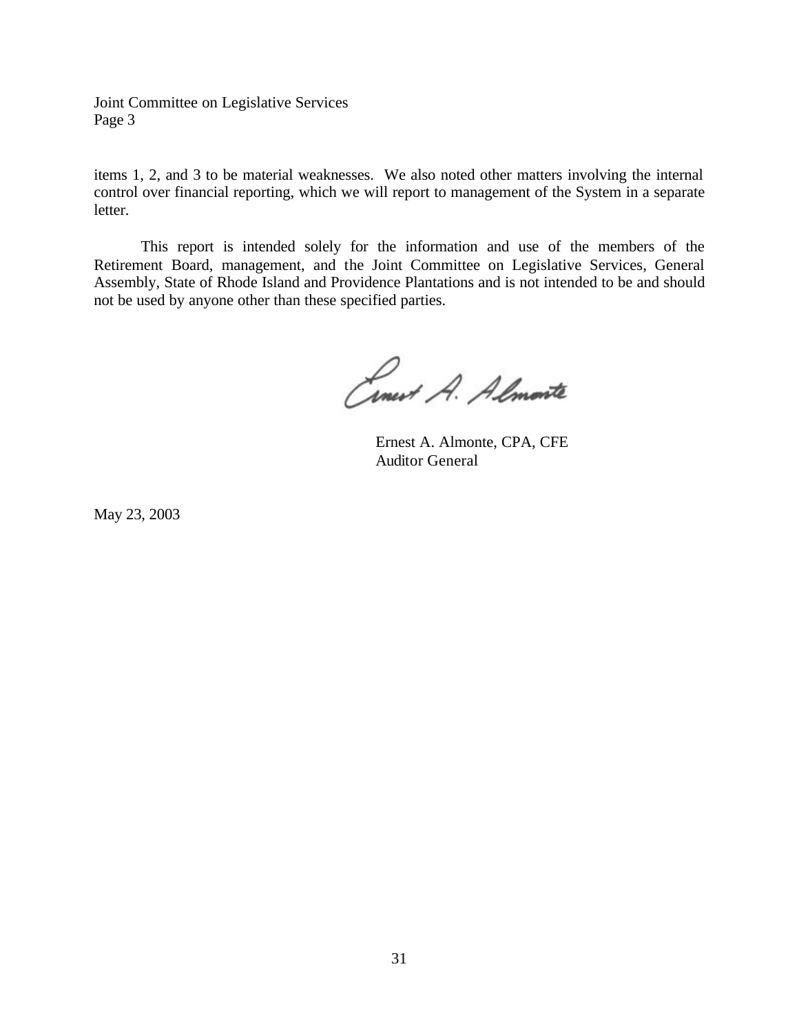items 1, 2, and 3 to be material weaknesses. We also noted other matters involving the internal control over financial reporting, which we will report to management of the System in a separate letter.

This report is intended solely for the information and use of the members of the Retirement Board, management, and the Joint Committee on Legislative Services, General Assembly, State of Rhode Island and Providence Plantations and is not intended to be and should not be used by anyone other than these specified parties.

Ernest A. Almonte

Ernest A. Almonte, CPA, CFE
Auditor General

May 23, 2003